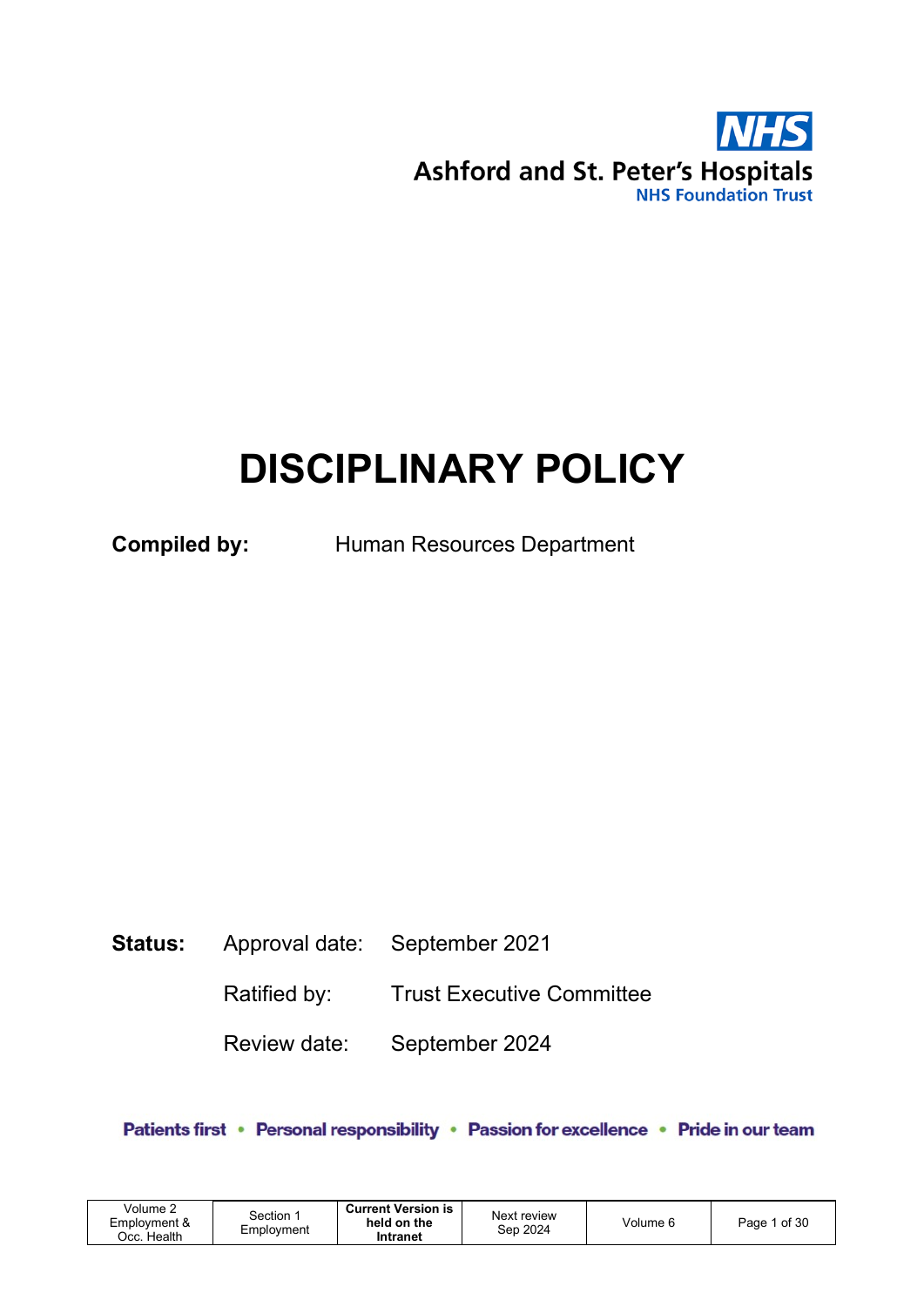NHS

Ashford and St. Peter's Hospitals

NHS Foundation Trust

# DISCIPLINARY POLICY

**Compiled by:** Human Resources Department

**Status:** Approval date: September 2021

Ratified by: Trust Executive Committee

Review date: September 2024

Patients first • Personal responsibility • Passion for excellence • Pride in our team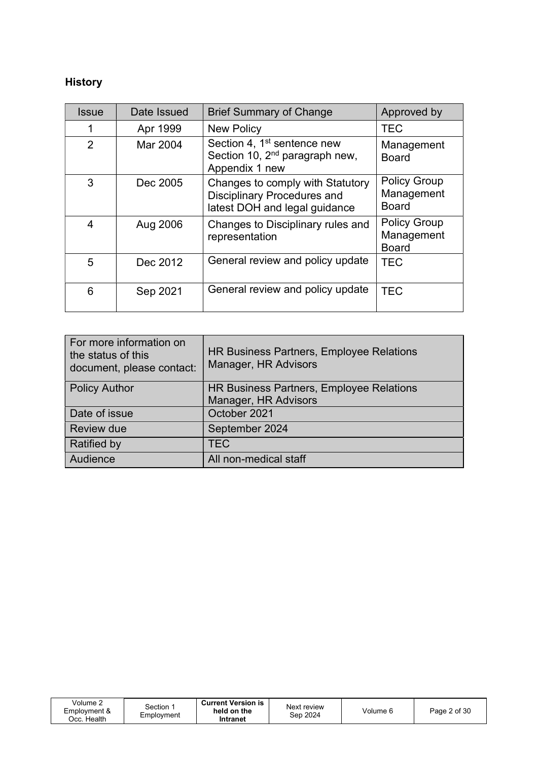## History

| Issue | Date Issued | Brief Summary of Change | Approved by |
|---|---|---|---|
| 1 | Apr 1999 | New Policy | TEC |
| 2 | Mar 2004 | Section 4, 1st sentence new Section 10, 2nd paragraph new, Appendix 1 new | Management Board |
| 3 | Dec 2005 | Changes to comply with Statutory Disciplinary Procedures and latest DOH and legal guidance | Policy Group Management Board |
| 4 | Aug 2006 | Changes to Disciplinary rules and representation | Policy Group Management Board |
| 5 | Dec 2012 | General review and policy update | TEC |
| 6 | Sep 2021 | General review and policy update | TEC |

| For more information on the status of this document, please contact: | HR Business Partners, Employee Relations Manager, HR Advisors |
|---|---|
| Policy Author | HR Business Partners, Employee Relations Manager, HR Advisors |
| Date of issue | October 2021 |
| Review due | September 2024 |
| Ratified by | TEC |
| Audience | All non-medical staff |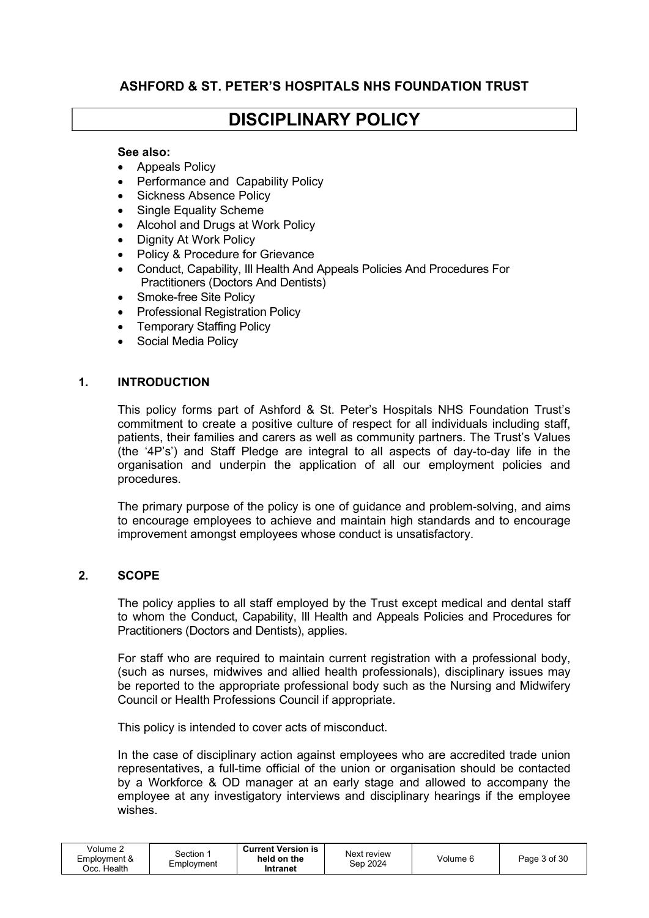**ASHFORD & ST. PETER'S HOSPITALS NHS FOUNDATION TRUST**

# DISCIPLINARY POLICY

**See also:**

- Appeals Policy
- Performance and Capability Policy
- Sickness Absence Policy
- Single Equality Scheme
- Alcohol and Drugs at Work Policy
- Dignity At Work Policy
- Policy & Procedure for Grievance
- Conduct, Capability, Ill Health And Appeals Policies And Procedures For Practitioners (Doctors And Dentists)
- Smoke-free Site Policy
- Professional Registration Policy
- Temporary Staffing Policy
- Social Media Policy

## 1. INTRODUCTION

This policy forms part of Ashford & St. Peter's Hospitals NHS Foundation Trust's commitment to create a positive culture of respect for all individuals including staff, patients, their families and carers as well as community partners. The Trust's Values (the '4P's') and Staff Pledge are integral to all aspects of day-to-day life in the organisation and underpin the application of all our employment policies and procedures.

The primary purpose of the policy is one of guidance and problem-solving, and aims to encourage employees to achieve and maintain high standards and to encourage improvement amongst employees whose conduct is unsatisfactory.

## 2. SCOPE

The policy applies to all staff employed by the Trust except medical and dental staff to whom the Conduct, Capability, Ill Health and Appeals Policies and Procedures for Practitioners (Doctors and Dentists), applies.

For staff who are required to maintain current registration with a professional body, (such as nurses, midwives and allied health professionals), disciplinary issues may be reported to the appropriate professional body such as the Nursing and Midwifery Council or Health Professions Council if appropriate.

This policy is intended to cover acts of misconduct.

In the case of disciplinary action against employees who are accredited trade union representatives, a full-time official of the union or organisation should be contacted by a Workforce & OD manager at an early stage and allowed to accompany the employee at any investigatory interviews and disciplinary hearings if the employee wishes.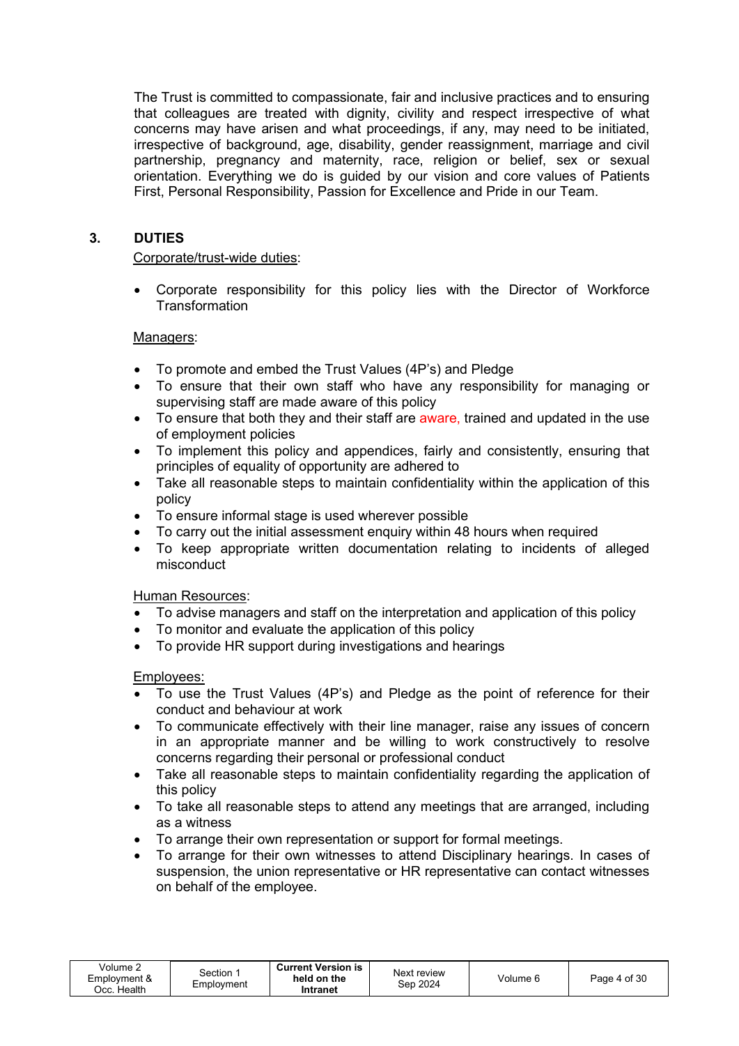The Trust is committed to compassionate, fair and inclusive practices and to ensuring that colleagues are treated with dignity, civility and respect irrespective of what concerns may have arisen and what proceedings, if any, may need to be initiated, irrespective of background, age, disability, gender reassignment, marriage and civil partnership, pregnancy and maternity, race, religion or belief, sex or sexual orientation. Everything we do is guided by our vision and core values of Patients First, Personal Responsibility, Passion for Excellence and Pride in our Team.

## 3. DUTIES

Corporate/trust-wide duties:

- Corporate responsibility for this policy lies with the Director of Workforce Transformation

Managers:

- To promote and embed the Trust Values (4P's) and Pledge
- To ensure that their own staff who have any responsibility for managing or supervising staff are made aware of this policy
- To ensure that both they and their staff are aware, trained and updated in the use of employment policies
- To implement this policy and appendices, fairly and consistently, ensuring that principles of equality of opportunity are adhered to
- Take all reasonable steps to maintain confidentiality within the application of this policy
- To ensure informal stage is used wherever possible
- To carry out the initial assessment enquiry within 48 hours when required
- To keep appropriate written documentation relating to incidents of alleged misconduct

Human Resources:

- To advise managers and staff on the interpretation and application of this policy
- To monitor and evaluate the application of this policy
- To provide HR support during investigations and hearings

Employees:

- To use the Trust Values (4P's) and Pledge as the point of reference for their conduct and behaviour at work
- To communicate effectively with their line manager, raise any issues of concern in an appropriate manner and be willing to work constructively to resolve concerns regarding their personal or professional conduct
- Take all reasonable steps to maintain confidentiality regarding the application of this policy
- To take all reasonable steps to attend any meetings that are arranged, including as a witness
- To arrange their own representation or support for formal meetings.
- To arrange for their own witnesses to attend Disciplinary hearings. In cases of suspension, the union representative or HR representative can contact witnesses on behalf of the employee.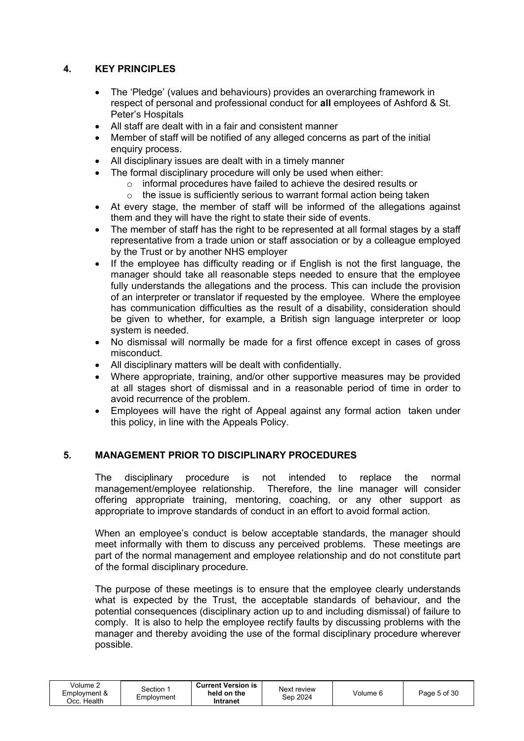## 4. KEY PRINCIPLES

- The 'Pledge' (values and behaviours) provides an overarching framework in respect of personal and professional conduct for **all** employees of Ashford & St. Peter's Hospitals
- All staff are dealt with in a fair and consistent manner
- Member of staff will be notified of any alleged concerns as part of the initial enquiry process.
- All disciplinary issues are dealt with in a timely manner
- The formal disciplinary procedure will only be used when either:
  - informal procedures have failed to achieve the desired results or
  - the issue is sufficiently serious to warrant formal action being taken
- At every stage, the member of staff will be informed of the allegations against them and they will have the right to state their side of events.
- The member of staff has the right to be represented at all formal stages by a staff representative from a trade union or staff association or by a colleague employed by the Trust or by another NHS employer
- If the employee has difficulty reading or if English is not the first language, the manager should take all reasonable steps needed to ensure that the employee fully understands the allegations and the process. This can include the provision of an interpreter or translator if requested by the employee. Where the employee has communication difficulties as the result of a disability, consideration should be given to whether, for example, a British sign language interpreter or loop system is needed.
- No dismissal will normally be made for a first offence except in cases of gross misconduct.
- All disciplinary matters will be dealt with confidentially.
- Where appropriate, training, and/or other supportive measures may be provided at all stages short of dismissal and in a reasonable period of time in order to avoid recurrence of the problem.
- Employees will have the right of Appeal against any formal action taken under this policy, in line with the Appeals Policy.

## 5. MANAGEMENT PRIOR TO DISCIPLINARY PROCEDURES

The disciplinary procedure is not intended to replace the normal management/employee relationship. Therefore, the line manager will consider offering appropriate training, mentoring, coaching, or any other support as appropriate to improve standards of conduct in an effort to avoid formal action.

When an employee's conduct is below acceptable standards, the manager should meet informally with them to discuss any perceived problems. These meetings are part of the normal management and employee relationship and do not constitute part of the formal disciplinary procedure.

The purpose of these meetings is to ensure that the employee clearly understands what is expected by the Trust, the acceptable standards of behaviour, and the potential consequences (disciplinary action up to and including dismissal) of failure to comply. It is also to help the employee rectify faults by discussing problems with the manager and thereby avoiding the use of the formal disciplinary procedure wherever possible.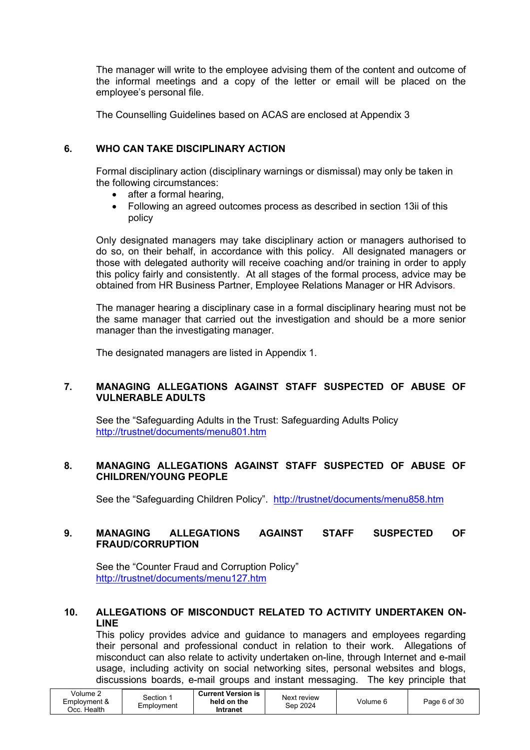The manager will write to the employee advising them of the content and outcome of the informal meetings and a copy of the letter or email will be placed on the employee's personal file.

The Counselling Guidelines based on ACAS are enclosed at Appendix 3

## 6. WHO CAN TAKE DISCIPLINARY ACTION

Formal disciplinary action (disciplinary warnings or dismissal) may only be taken in the following circumstances:

- after a formal hearing,
- Following an agreed outcomes process as described in section 13ii of this policy

Only designated managers may take disciplinary action or managers authorised to do so, on their behalf, in accordance with this policy. All designated managers or those with delegated authority will receive coaching and/or training in order to apply this policy fairly and consistently. At all stages of the formal process, advice may be obtained from HR Business Partner, Employee Relations Manager or HR Advisors.

The manager hearing a disciplinary case in a formal disciplinary hearing must not be the same manager that carried out the investigation and should be a more senior manager than the investigating manager.

The designated managers are listed in Appendix 1.

## 7. MANAGING ALLEGATIONS AGAINST STAFF SUSPECTED OF ABUSE OF VULNERABLE ADULTS

See the "Safeguarding Adults in the Trust: Safeguarding Adults Policy http://trustnet/documents/menu801.htm

## 8. MANAGING ALLEGATIONS AGAINST STAFF SUSPECTED OF ABUSE OF CHILDREN/YOUNG PEOPLE

See the "Safeguarding Children Policy". http://trustnet/documents/menu858.htm

## 9. MANAGING ALLEGATIONS AGAINST STAFF SUSPECTED OF FRAUD/CORRUPTION

See the "Counter Fraud and Corruption Policy" http://trustnet/documents/menu127.htm

## 10. ALLEGATIONS OF MISCONDUCT RELATED TO ACTIVITY UNDERTAKEN ON-LINE

This policy provides advice and guidance to managers and employees regarding their personal and professional conduct in relation to their work. Allegations of misconduct can also relate to activity undertaken on-line, through Internet and e-mail usage, including activity on social networking sites, personal websites and blogs, discussions boards, e-mail groups and instant messaging. The key principle that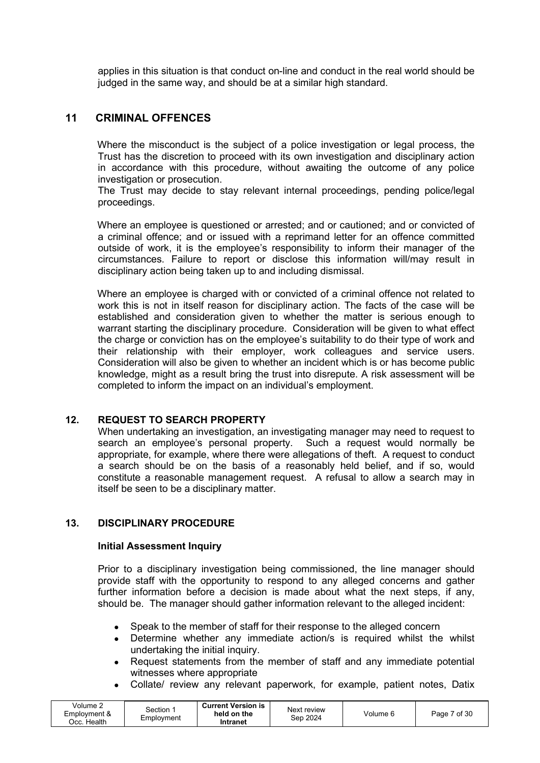applies in this situation is that conduct on-line and conduct in the real world should be judged in the same way, and should be at a similar high standard.

## 11 CRIMINAL OFFENCES

Where the misconduct is the subject of a police investigation or legal process, the Trust has the discretion to proceed with its own investigation and disciplinary action in accordance with this procedure, without awaiting the outcome of any police investigation or prosecution.
The Trust may decide to stay relevant internal proceedings, pending police/legal proceedings.

Where an employee is questioned or arrested; and or cautioned; and or convicted of a criminal offence; and or issued with a reprimand letter for an offence committed outside of work, it is the employee's responsibility to inform their manager of the circumstances. Failure to report or disclose this information will/may result in disciplinary action being taken up to and including dismissal.

Where an employee is charged with or convicted of a criminal offence not related to work this is not in itself reason for disciplinary action. The facts of the case will be established and consideration given to whether the matter is serious enough to warrant starting the disciplinary procedure. Consideration will be given to what effect the charge or conviction has on the employee's suitability to do their type of work and their relationship with their employer, work colleagues and service users. Consideration will also be given to whether an incident which is or has become public knowledge, might as a result bring the trust into disrepute. A risk assessment will be completed to inform the impact on an individual's employment.

## 12. REQUEST TO SEARCH PROPERTY

When undertaking an investigation, an investigating manager may need to request to search an employee's personal property. Such a request would normally be appropriate, for example, where there were allegations of theft. A request to conduct a search should be on the basis of a reasonably held belief, and if so, would constitute a reasonable management request. A refusal to allow a search may in itself be seen to be a disciplinary matter.

## 13. DISCIPLINARY PROCEDURE

**Initial Assessment Inquiry**

Prior to a disciplinary investigation being commissioned, the line manager should provide staff with the opportunity to respond to any alleged concerns and gather further information before a decision is made about what the next steps, if any, should be. The manager should gather information relevant to the alleged incident:

- Speak to the member of staff for their response to the alleged concern
- Determine whether any immediate action/s is required whilst the whilst undertaking the initial inquiry.
- Request statements from the member of staff and any immediate potential witnesses where appropriate
- Collate/ review any relevant paperwork, for example, patient notes, Datix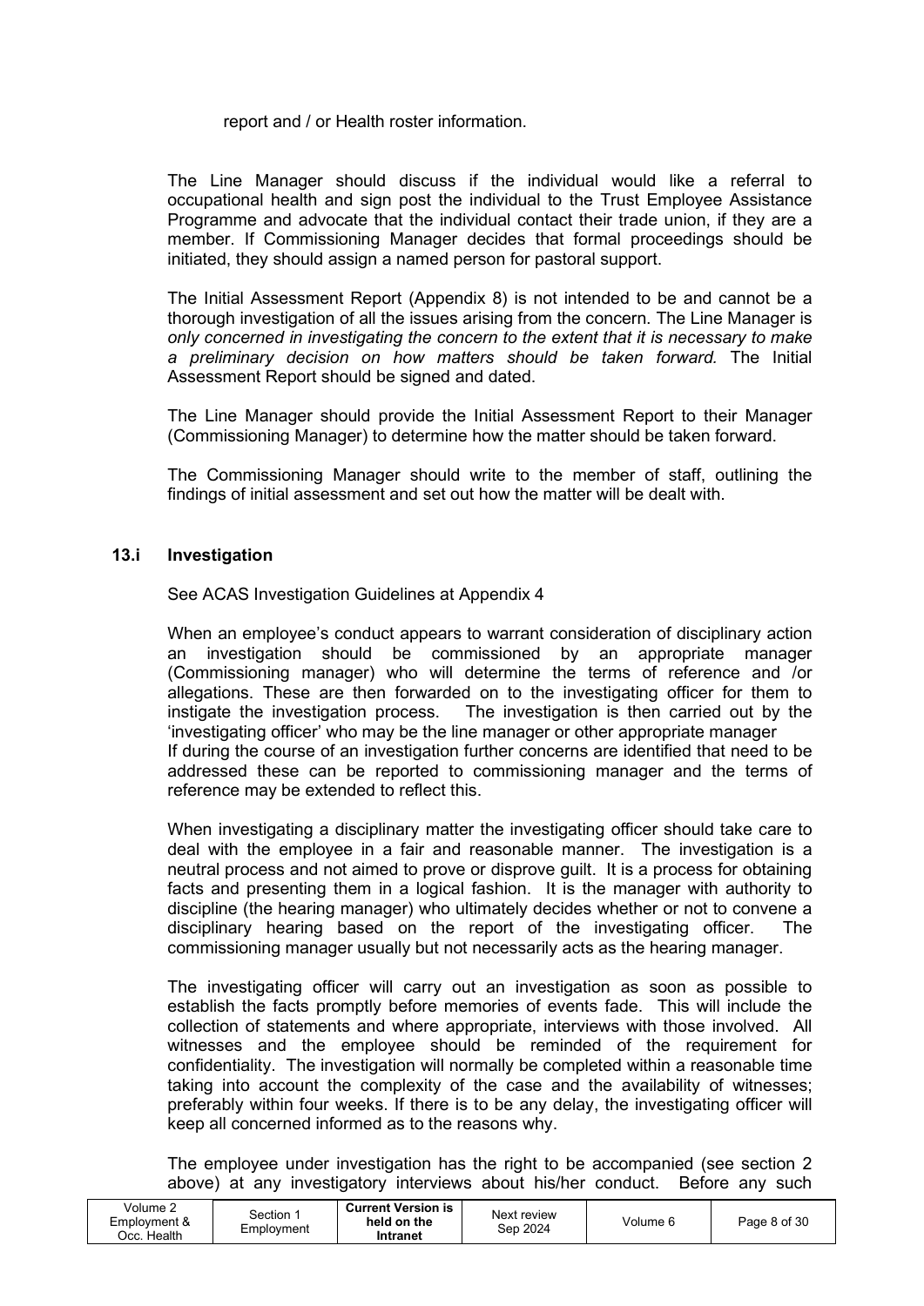report and / or Health roster information.

The Line Manager should discuss if the individual would like a referral to occupational health and sign post the individual to the Trust Employee Assistance Programme and advocate that the individual contact their trade union, if they are a member. If Commissioning Manager decides that formal proceedings should be initiated, they should assign a named person for pastoral support.

The Initial Assessment Report (Appendix 8) is not intended to be and cannot be a thorough investigation of all the issues arising from the concern. The Line Manager is *only concerned in investigating the concern to the extent that it is necessary to make a preliminary decision on how matters should be taken forward.* The Initial Assessment Report should be signed and dated.

The Line Manager should provide the Initial Assessment Report to their Manager (Commissioning Manager) to determine how the matter should be taken forward.

The Commissioning Manager should write to the member of staff, outlining the findings of initial assessment and set out how the matter will be dealt with.

### 13.i Investigation

See ACAS Investigation Guidelines at Appendix 4

When an employee's conduct appears to warrant consideration of disciplinary action an investigation should be commissioned by an appropriate manager (Commissioning manager) who will determine the terms of reference and /or allegations. These are then forwarded on to the investigating officer for them to instigate the investigation process. The investigation is then carried out by the 'investigating officer' who may be the line manager or other appropriate manager
If during the course of an investigation further concerns are identified that need to be addressed these can be reported to commissioning manager and the terms of reference may be extended to reflect this.

When investigating a disciplinary matter the investigating officer should take care to deal with the employee in a fair and reasonable manner. The investigation is a neutral process and not aimed to prove or disprove guilt. It is a process for obtaining facts and presenting them in a logical fashion. It is the manager with authority to discipline (the hearing manager) who ultimately decides whether or not to convene a disciplinary hearing based on the report of the investigating officer. The commissioning manager usually but not necessarily acts as the hearing manager.

The investigating officer will carry out an investigation as soon as possible to establish the facts promptly before memories of events fade. This will include the collection of statements and where appropriate, interviews with those involved. All witnesses and the employee should be reminded of the requirement for confidentiality. The investigation will normally be completed within a reasonable time taking into account the complexity of the case and the availability of witnesses; preferably within four weeks. If there is to be any delay, the investigating officer will keep all concerned informed as to the reasons why.

The employee under investigation has the right to be accompanied (see section 2 above) at any investigatory interviews about his/her conduct. Before any such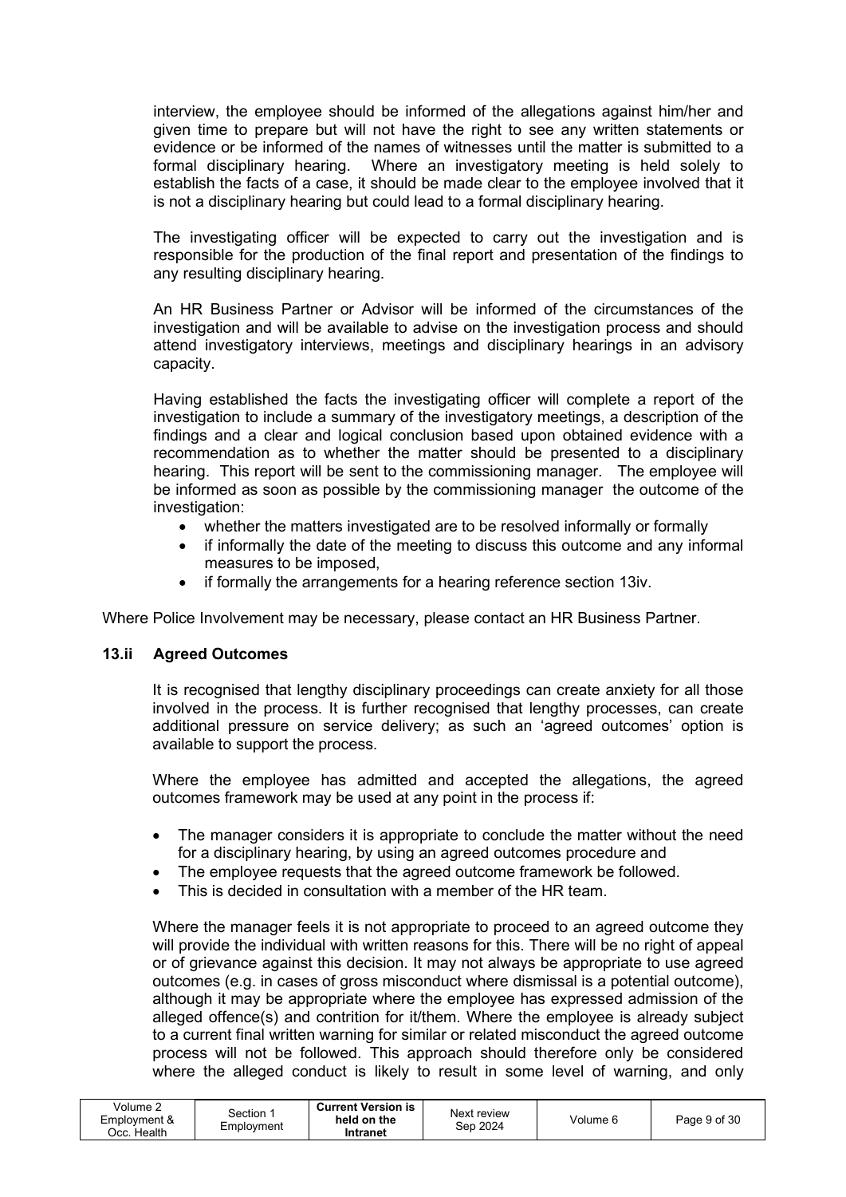interview, the employee should be informed of the allegations against him/her and given time to prepare but will not have the right to see any written statements or evidence or be informed of the names of witnesses until the matter is submitted to a formal disciplinary hearing. Where an investigatory meeting is held solely to establish the facts of a case, it should be made clear to the employee involved that it is not a disciplinary hearing but could lead to a formal disciplinary hearing.

The investigating officer will be expected to carry out the investigation and is responsible for the production of the final report and presentation of the findings to any resulting disciplinary hearing.

An HR Business Partner or Advisor will be informed of the circumstances of the investigation and will be available to advise on the investigation process and should attend investigatory interviews, meetings and disciplinary hearings in an advisory capacity.

Having established the facts the investigating officer will complete a report of the investigation to include a summary of the investigatory meetings, a description of the findings and a clear and logical conclusion based upon obtained evidence with a recommendation as to whether the matter should be presented to a disciplinary hearing. This report will be sent to the commissioning manager. The employee will be informed as soon as possible by the commissioning manager the outcome of the investigation:

- whether the matters investigated are to be resolved informally or formally
- if informally the date of the meeting to discuss this outcome and any informal measures to be imposed,
- if formally the arrangements for a hearing reference section 13iv.

Where Police Involvement may be necessary, please contact an HR Business Partner.

### 13.ii Agreed Outcomes

It is recognised that lengthy disciplinary proceedings can create anxiety for all those involved in the process. It is further recognised that lengthy processes, can create additional pressure on service delivery; as such an 'agreed outcomes' option is available to support the process.

Where the employee has admitted and accepted the allegations, the agreed outcomes framework may be used at any point in the process if:

- The manager considers it is appropriate to conclude the matter without the need for a disciplinary hearing, by using an agreed outcomes procedure and
- The employee requests that the agreed outcome framework be followed.
- This is decided in consultation with a member of the HR team.

Where the manager feels it is not appropriate to proceed to an agreed outcome they will provide the individual with written reasons for this. There will be no right of appeal or of grievance against this decision. It may not always be appropriate to use agreed outcomes (e.g. in cases of gross misconduct where dismissal is a potential outcome), although it may be appropriate where the employee has expressed admission of the alleged offence(s) and contrition for it/them. Where the employee is already subject to a current final written warning for similar or related misconduct the agreed outcome process will not be followed. This approach should therefore only be considered where the alleged conduct is likely to result in some level of warning, and only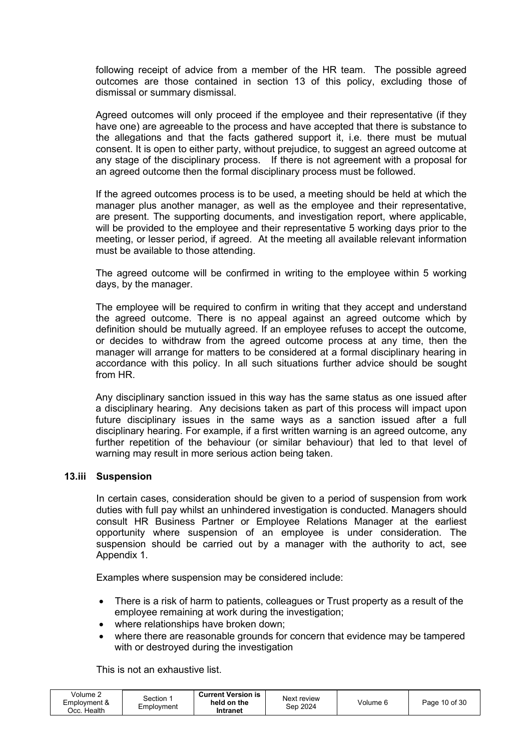following receipt of advice from a member of the HR team. The possible agreed outcomes are those contained in section 13 of this policy, excluding those of dismissal or summary dismissal.

Agreed outcomes will only proceed if the employee and their representative (if they have one) are agreeable to the process and have accepted that there is substance to the allegations and that the facts gathered support it, i.e. there must be mutual consent. It is open to either party, without prejudice, to suggest an agreed outcome at any stage of the disciplinary process. If there is not agreement with a proposal for an agreed outcome then the formal disciplinary process must be followed.

If the agreed outcomes process is to be used, a meeting should be held at which the manager plus another manager, as well as the employee and their representative, are present. The supporting documents, and investigation report, where applicable, will be provided to the employee and their representative 5 working days prior to the meeting, or lesser period, if agreed. At the meeting all available relevant information must be available to those attending.

The agreed outcome will be confirmed in writing to the employee within 5 working days, by the manager.

The employee will be required to confirm in writing that they accept and understand the agreed outcome. There is no appeal against an agreed outcome which by definition should be mutually agreed. If an employee refuses to accept the outcome, or decides to withdraw from the agreed outcome process at any time, then the manager will arrange for matters to be considered at a formal disciplinary hearing in accordance with this policy. In all such situations further advice should be sought from HR.

Any disciplinary sanction issued in this way has the same status as one issued after a disciplinary hearing. Any decisions taken as part of this process will impact upon future disciplinary issues in the same ways as a sanction issued after a full disciplinary hearing. For example, if a first written warning is an agreed outcome, any further repetition of the behaviour (or similar behaviour) that led to that level of warning may result in more serious action being taken.

### 13.iii Suspension

In certain cases, consideration should be given to a period of suspension from work duties with full pay whilst an unhindered investigation is conducted. Managers should consult HR Business Partner or Employee Relations Manager at the earliest opportunity where suspension of an employee is under consideration. The suspension should be carried out by a manager with the authority to act, see Appendix 1.

Examples where suspension may be considered include:

- There is a risk of harm to patients, colleagues or Trust property as a result of the employee remaining at work during the investigation;
- where relationships have broken down;
- where there are reasonable grounds for concern that evidence may be tampered with or destroyed during the investigation

This is not an exhaustive list.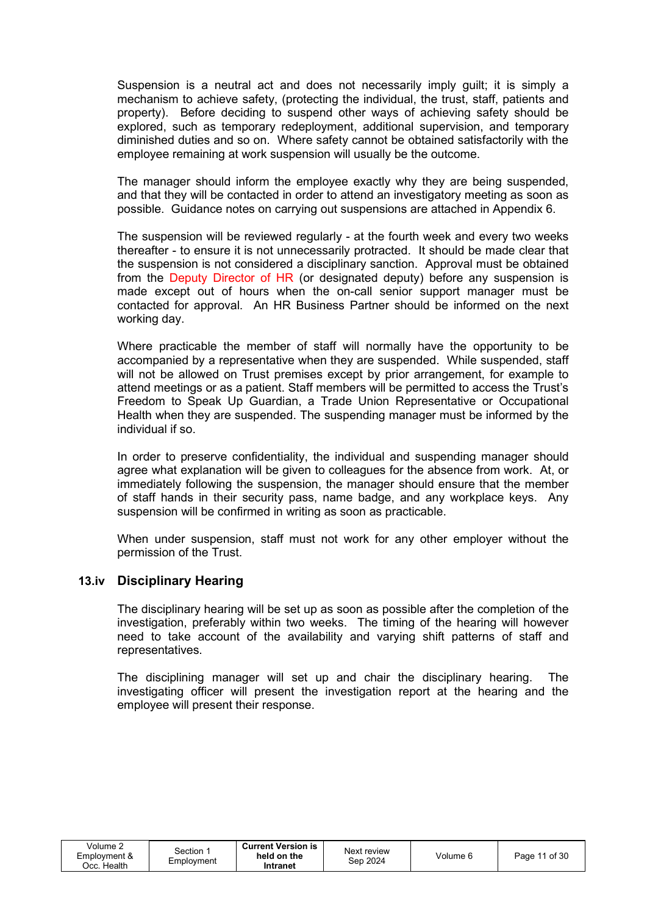Suspension is a neutral act and does not necessarily imply guilt; it is simply a mechanism to achieve safety, (protecting the individual, the trust, staff, patients and property). Before deciding to suspend other ways of achieving safety should be explored, such as temporary redeployment, additional supervision, and temporary diminished duties and so on. Where safety cannot be obtained satisfactorily with the employee remaining at work suspension will usually be the outcome.

The manager should inform the employee exactly why they are being suspended, and that they will be contacted in order to attend an investigatory meeting as soon as possible. Guidance notes on carrying out suspensions are attached in Appendix 6.

The suspension will be reviewed regularly - at the fourth week and every two weeks thereafter - to ensure it is not unnecessarily protracted. It should be made clear that the suspension is not considered a disciplinary sanction. Approval must be obtained from the Deputy Director of HR (or designated deputy) before any suspension is made except out of hours when the on-call senior support manager must be contacted for approval. An HR Business Partner should be informed on the next working day.

Where practicable the member of staff will normally have the opportunity to be accompanied by a representative when they are suspended. While suspended, staff will not be allowed on Trust premises except by prior arrangement, for example to attend meetings or as a patient. Staff members will be permitted to access the Trust's Freedom to Speak Up Guardian, a Trade Union Representative or Occupational Health when they are suspended. The suspending manager must be informed by the individual if so.

In order to preserve confidentiality, the individual and suspending manager should agree what explanation will be given to colleagues for the absence from work. At, or immediately following the suspension, the manager should ensure that the member of staff hands in their security pass, name badge, and any workplace keys. Any suspension will be confirmed in writing as soon as practicable.

When under suspension, staff must not work for any other employer without the permission of the Trust.

### 13.iv Disciplinary Hearing

The disciplinary hearing will be set up as soon as possible after the completion of the investigation, preferably within two weeks. The timing of the hearing will however need to take account of the availability and varying shift patterns of staff and representatives.

The disciplining manager will set up and chair the disciplinary hearing. The investigating officer will present the investigation report at the hearing and the employee will present their response.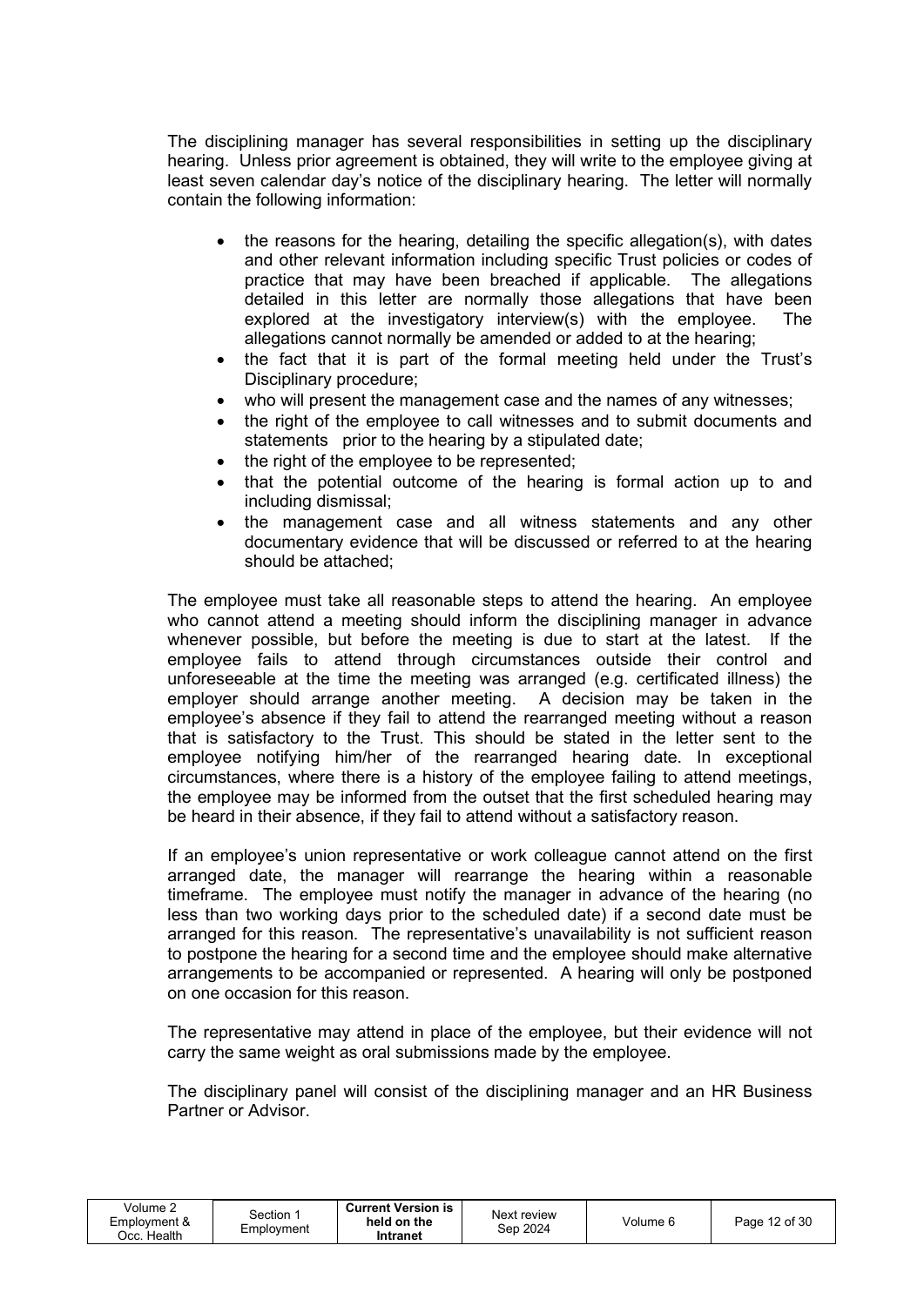The disciplining manager has several responsibilities in setting up the disciplinary hearing. Unless prior agreement is obtained, they will write to the employee giving at least seven calendar day's notice of the disciplinary hearing. The letter will normally contain the following information:

- the reasons for the hearing, detailing the specific allegation(s), with dates and other relevant information including specific Trust policies or codes of practice that may have been breached if applicable. The allegations detailed in this letter are normally those allegations that have been explored at the investigatory interview(s) with the employee. The allegations cannot normally be amended or added to at the hearing;
- the fact that it is part of the formal meeting held under the Trust's Disciplinary procedure;
- who will present the management case and the names of any witnesses;
- the right of the employee to call witnesses and to submit documents and statements prior to the hearing by a stipulated date;
- the right of the employee to be represented;
- that the potential outcome of the hearing is formal action up to and including dismissal;
- the management case and all witness statements and any other documentary evidence that will be discussed or referred to at the hearing should be attached;

The employee must take all reasonable steps to attend the hearing. An employee who cannot attend a meeting should inform the disciplining manager in advance whenever possible, but before the meeting is due to start at the latest. If the employee fails to attend through circumstances outside their control and unforeseeable at the time the meeting was arranged (e.g. certificated illness) the employer should arrange another meeting. A decision may be taken in the employee's absence if they fail to attend the rearranged meeting without a reason that is satisfactory to the Trust. This should be stated in the letter sent to the employee notifying him/her of the rearranged hearing date. In exceptional circumstances, where there is a history of the employee failing to attend meetings, the employee may be informed from the outset that the first scheduled hearing may be heard in their absence, if they fail to attend without a satisfactory reason.

If an employee's union representative or work colleague cannot attend on the first arranged date, the manager will rearrange the hearing within a reasonable timeframe. The employee must notify the manager in advance of the hearing (no less than two working days prior to the scheduled date) if a second date must be arranged for this reason. The representative's unavailability is not sufficient reason to postpone the hearing for a second time and the employee should make alternative arrangements to be accompanied or represented. A hearing will only be postponed on one occasion for this reason.

The representative may attend in place of the employee, but their evidence will not carry the same weight as oral submissions made by the employee.

The disciplinary panel will consist of the disciplining manager and an HR Business Partner or Advisor.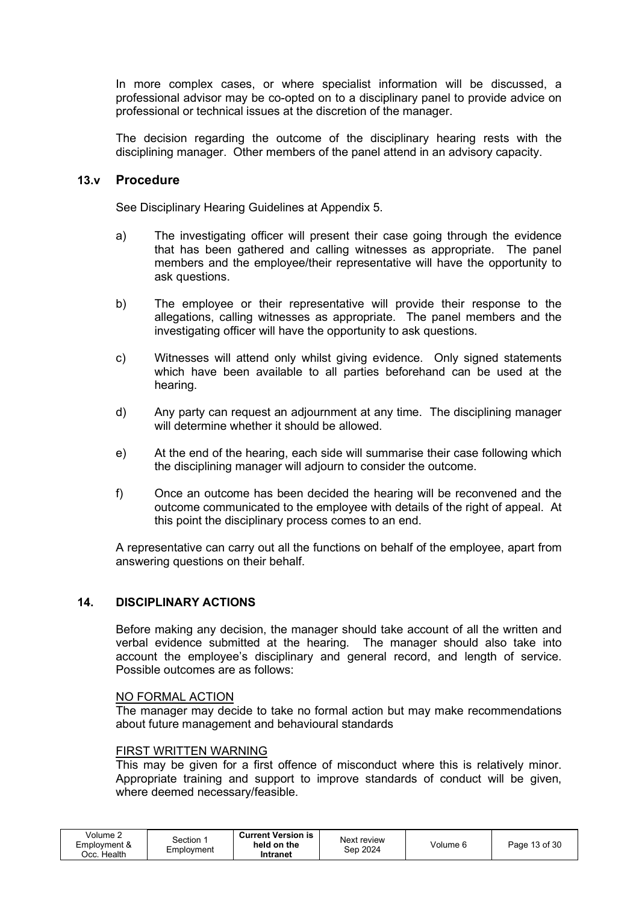In more complex cases, or where specialist information will be discussed, a professional advisor may be co-opted on to a disciplinary panel to provide advice on professional or technical issues at the discretion of the manager.

The decision regarding the outcome of the disciplinary hearing rests with the disciplining manager. Other members of the panel attend in an advisory capacity.

### 13.v Procedure

See Disciplinary Hearing Guidelines at Appendix 5.

a) The investigating officer will present their case going through the evidence that has been gathered and calling witnesses as appropriate. The panel members and the employee/their representative will have the opportunity to ask questions.

b) The employee or their representative will provide their response to the allegations, calling witnesses as appropriate. The panel members and the investigating officer will have the opportunity to ask questions.

c) Witnesses will attend only whilst giving evidence. Only signed statements which have been available to all parties beforehand can be used at the hearing.

d) Any party can request an adjournment at any time. The disciplining manager will determine whether it should be allowed.

e) At the end of the hearing, each side will summarise their case following which the disciplining manager will adjourn to consider the outcome.

f) Once an outcome has been decided the hearing will be reconvened and the outcome communicated to the employee with details of the right of appeal. At this point the disciplinary process comes to an end.

A representative can carry out all the functions on behalf of the employee, apart from answering questions on their behalf.

## 14. DISCIPLINARY ACTIONS

Before making any decision, the manager should take account of all the written and verbal evidence submitted at the hearing. The manager should also take into account the employee's disciplinary and general record, and length of service. Possible outcomes are as follows:

NO FORMAL ACTION

The manager may decide to take no formal action but may make recommendations about future management and behavioural standards

FIRST WRITTEN WARNING

This may be given for a first offence of misconduct where this is relatively minor. Appropriate training and support to improve standards of conduct will be given, where deemed necessary/feasible.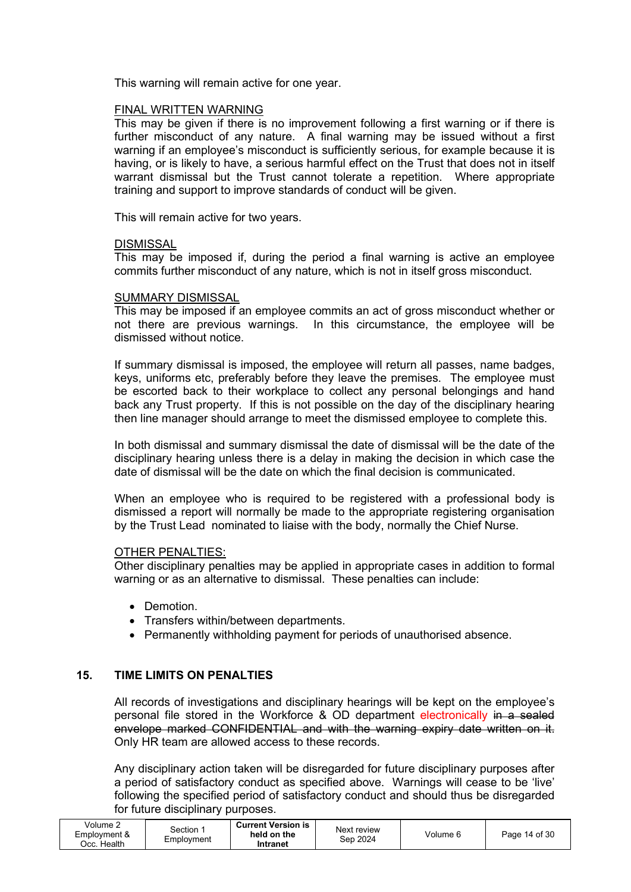This warning will remain active for one year.

FINAL WRITTEN WARNING

This may be given if there is no improvement following a first warning or if there is further misconduct of any nature. A final warning may be issued without a first warning if an employee's misconduct is sufficiently serious, for example because it is having, or is likely to have, a serious harmful effect on the Trust that does not in itself warrant dismissal but the Trust cannot tolerate a repetition. Where appropriate training and support to improve standards of conduct will be given.

This will remain active for two years.

DISMISSAL

This may be imposed if, during the period a final warning is active an employee commits further misconduct of any nature, which is not in itself gross misconduct.

SUMMARY DISMISSAL

This may be imposed if an employee commits an act of gross misconduct whether or not there are previous warnings. In this circumstance, the employee will be dismissed without notice.

If summary dismissal is imposed, the employee will return all passes, name badges, keys, uniforms etc, preferably before they leave the premises. The employee must be escorted back to their workplace to collect any personal belongings and hand back any Trust property. If this is not possible on the day of the disciplinary hearing then line manager should arrange to meet the dismissed employee to complete this.

In both dismissal and summary dismissal the date of dismissal will be the date of the disciplinary hearing unless there is a delay in making the decision in which case the date of dismissal will be the date on which the final decision is communicated.

When an employee who is required to be registered with a professional body is dismissed a report will normally be made to the appropriate registering organisation by the Trust Lead nominated to liaise with the body, normally the Chief Nurse.

OTHER PENALTIES:

Other disciplinary penalties may be applied in appropriate cases in addition to formal warning or as an alternative to dismissal. These penalties can include:

- Demotion.
- Transfers within/between departments.
- Permanently withholding payment for periods of unauthorised absence.

## 15. TIME LIMITS ON PENALTIES

All records of investigations and disciplinary hearings will be kept on the employee's personal file stored in the Workforce & OD department electronically ~~in a sealed envelope marked CONFIDENTIAL and with the warning expiry date written on it.~~ Only HR team are allowed access to these records.

Any disciplinary action taken will be disregarded for future disciplinary purposes after a period of satisfactory conduct as specified above. Warnings will cease to be 'live' following the specified period of satisfactory conduct and should thus be disregarded for future disciplinary purposes.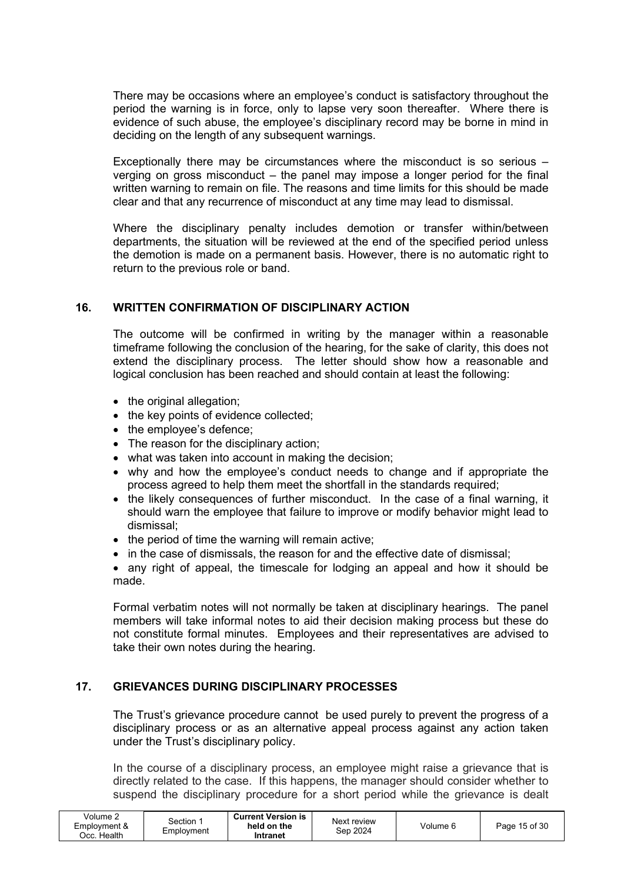There may be occasions where an employee's conduct is satisfactory throughout the period the warning is in force, only to lapse very soon thereafter. Where there is evidence of such abuse, the employee's disciplinary record may be borne in mind in deciding on the length of any subsequent warnings.

Exceptionally there may be circumstances where the misconduct is so serious – verging on gross misconduct – the panel may impose a longer period for the final written warning to remain on file. The reasons and time limits for this should be made clear and that any recurrence of misconduct at any time may lead to dismissal.

Where the disciplinary penalty includes demotion or transfer within/between departments, the situation will be reviewed at the end of the specified period unless the demotion is made on a permanent basis. However, there is no automatic right to return to the previous role or band.

## 16. WRITTEN CONFIRMATION OF DISCIPLINARY ACTION

The outcome will be confirmed in writing by the manager within a reasonable timeframe following the conclusion of the hearing, for the sake of clarity, this does not extend the disciplinary process. The letter should show how a reasonable and logical conclusion has been reached and should contain at least the following:

- the original allegation;
- the key points of evidence collected;
- the employee's defence;
- The reason for the disciplinary action;
- what was taken into account in making the decision;
- why and how the employee's conduct needs to change and if appropriate the process agreed to help them meet the shortfall in the standards required;
- the likely consequences of further misconduct. In the case of a final warning, it should warn the employee that failure to improve or modify behavior might lead to dismissal;
- the period of time the warning will remain active;
- in the case of dismissals, the reason for and the effective date of dismissal;
- any right of appeal, the timescale for lodging an appeal and how it should be made.

Formal verbatim notes will not normally be taken at disciplinary hearings. The panel members will take informal notes to aid their decision making process but these do not constitute formal minutes. Employees and their representatives are advised to take their own notes during the hearing.

## 17. GRIEVANCES DURING DISCIPLINARY PROCESSES

The Trust's grievance procedure cannot be used purely to prevent the progress of a disciplinary process or as an alternative appeal process against any action taken under the Trust's disciplinary policy.

In the course of a disciplinary process, an employee might raise a grievance that is directly related to the case. If this happens, the manager should consider whether to suspend the disciplinary procedure for a short period while the grievance is dealt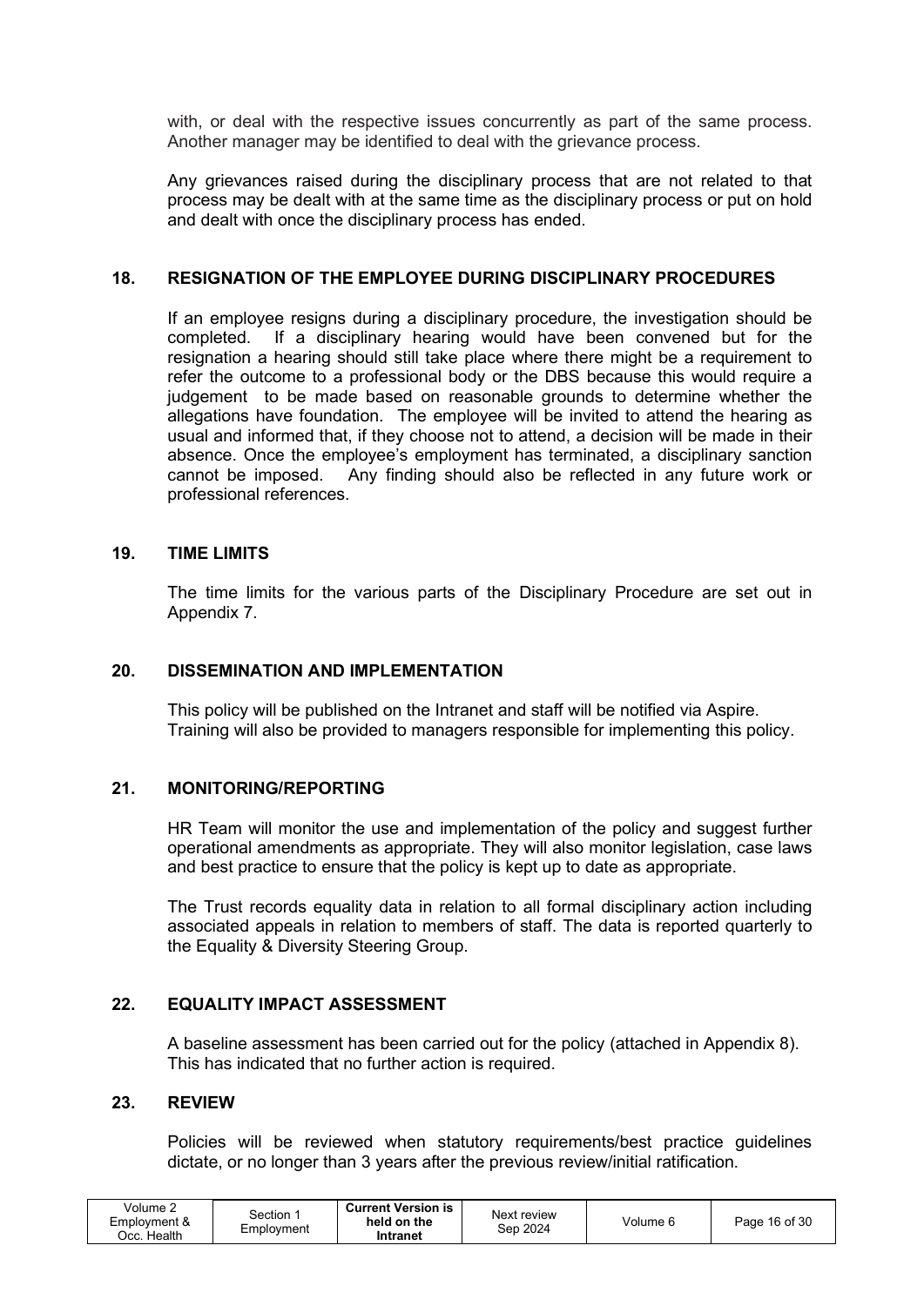with, or deal with the respective issues concurrently as part of the same process. Another manager may be identified to deal with the grievance process.

Any grievances raised during the disciplinary process that are not related to that process may be dealt with at the same time as the disciplinary process or put on hold and dealt with once the disciplinary process has ended.

## 18. RESIGNATION OF THE EMPLOYEE DURING DISCIPLINARY PROCEDURES

If an employee resigns during a disciplinary procedure, the investigation should be completed. If a disciplinary hearing would have been convened but for the resignation a hearing should still take place where there might be a requirement to refer the outcome to a professional body or the DBS because this would require a judgement to be made based on reasonable grounds to determine whether the allegations have foundation. The employee will be invited to attend the hearing as usual and informed that, if they choose not to attend, a decision will be made in their absence. Once the employee's employment has terminated, a disciplinary sanction cannot be imposed. Any finding should also be reflected in any future work or professional references.

## 19. TIME LIMITS

The time limits for the various parts of the Disciplinary Procedure are set out in Appendix 7.

## 20. DISSEMINATION AND IMPLEMENTATION

This policy will be published on the Intranet and staff will be notified via Aspire. Training will also be provided to managers responsible for implementing this policy.

## 21. MONITORING/REPORTING

HR Team will monitor the use and implementation of the policy and suggest further operational amendments as appropriate. They will also monitor legislation, case laws and best practice to ensure that the policy is kept up to date as appropriate.

The Trust records equality data in relation to all formal disciplinary action including associated appeals in relation to members of staff. The data is reported quarterly to the Equality & Diversity Steering Group.

## 22. EQUALITY IMPACT ASSESSMENT

A baseline assessment has been carried out for the policy (attached in Appendix 8). This has indicated that no further action is required.

## 23. REVIEW

Policies will be reviewed when statutory requirements/best practice guidelines dictate, or no longer than 3 years after the previous review/initial ratification.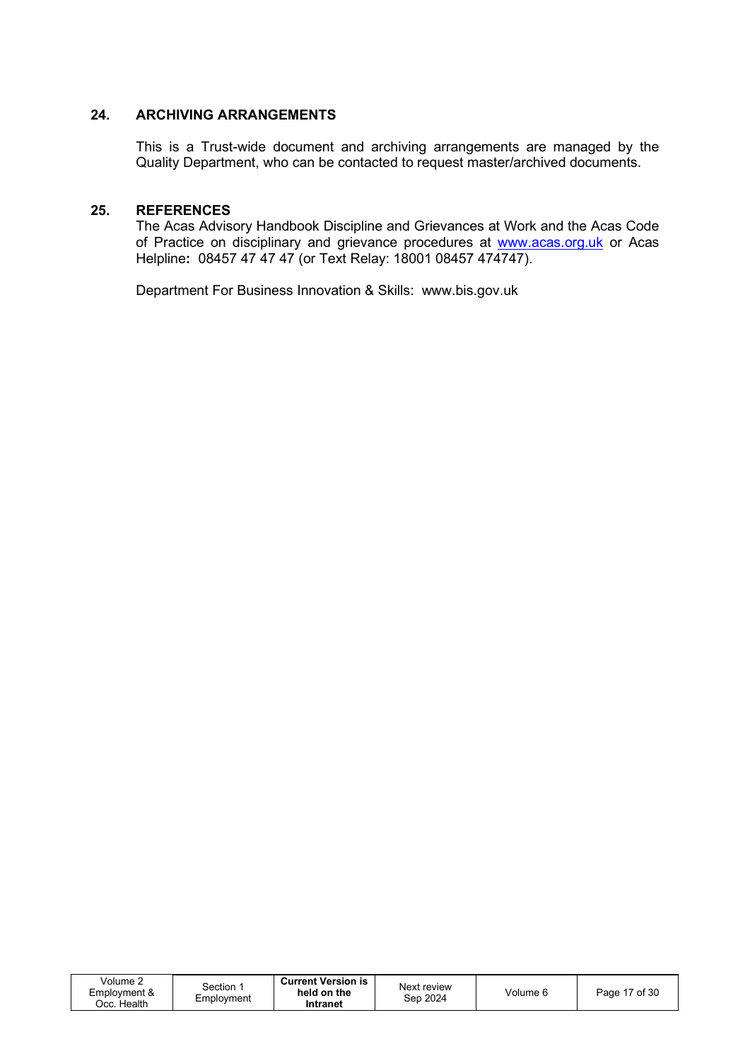## 24. ARCHIVING ARRANGEMENTS

This is a Trust-wide document and archiving arrangements are managed by the Quality Department, who can be contacted to request master/archived documents.

## 25. REFERENCES

The Acas Advisory Handbook Discipline and Grievances at Work and the Acas Code of Practice on disciplinary and grievance procedures at [www.acas.org.uk](http://www.acas.org.uk) or Acas Helpline**:** 08457 47 47 47 (or Text Relay: 18001 08457 474747).

Department For Business Innovation & Skills: www.bis.gov.uk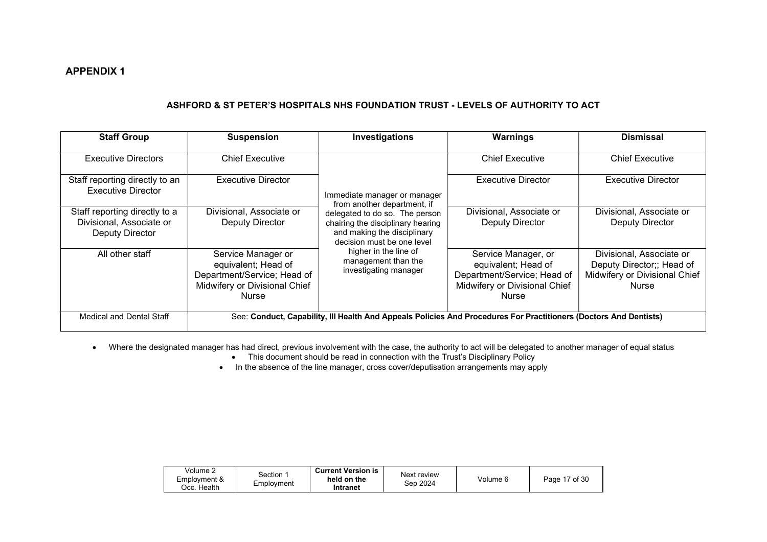## APPENDIX 1

### ASHFORD & ST PETER'S HOSPITALS NHS FOUNDATION TRUST - LEVELS OF AUTHORITY TO ACT

| Staff Group | Suspension | Investigations | Warnings | Dismissal |
|---|---|---|---|---|
| Executive Directors | Chief Executive | Immediate manager or manager from another department, if delegated to do so. The person chairing the disciplinary hearing and making the disciplinary decision must be one level higher in the line of management than the investigating manager | Chief Executive | Chief Executive |
| Staff reporting directly to an Executive Director | Executive Director | | Executive Director | Executive Director |
| Staff reporting directly to a Divisional, Associate or Deputy Director | Divisional, Associate or Deputy Director | | Divisional, Associate or Deputy Director | Divisional, Associate or Deputy Director |
| All other staff | Service Manager or equivalent; Head of Department/Service; Head of Midwifery or Divisional Chief Nurse | | Service Manager, or equivalent; Head of Department/Service; Head of Midwifery or Divisional Chief Nurse | Divisional, Associate or Deputy Director;; Head of Midwifery or Divisional Chief Nurse |
| Medical and Dental Staff | See: **Conduct, Capability, Ill Health And Appeals Policies And Procedures For Practitioners (Doctors And Dentists)** | | | |

- Where the designated manager has had direct, previous involvement with the case, the authority to act will be delegated to another manager of equal status
- This document should be read in connection with the Trust's Disciplinary Policy
- In the absence of the line manager, cross cover/deputisation arrangements may apply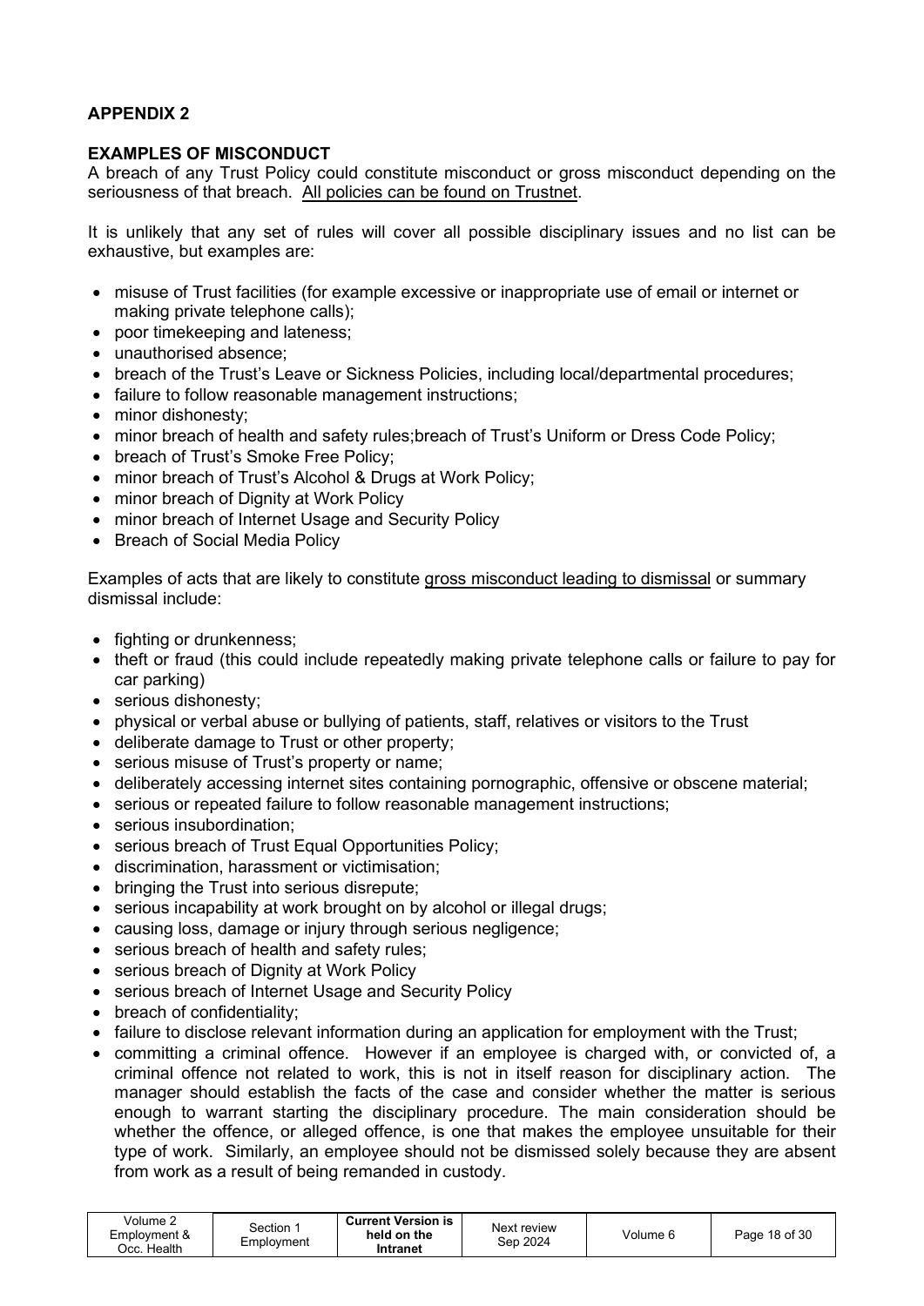## APPENDIX 2

### EXAMPLES OF MISCONDUCT

A breach of any Trust Policy could constitute misconduct or gross misconduct depending on the seriousness of that breach. <u>All policies can be found on Trustnet</u>.

It is unlikely that any set of rules will cover all possible disciplinary issues and no list can be exhaustive, but examples are:

- misuse of Trust facilities (for example excessive or inappropriate use of email or internet or making private telephone calls);
- poor timekeeping and lateness;
- unauthorised absence;
- breach of the Trust's Leave or Sickness Policies, including local/departmental procedures;
- failure to follow reasonable management instructions;
- minor dishonesty;
- minor breach of health and safety rules;breach of Trust's Uniform or Dress Code Policy;
- breach of Trust's Smoke Free Policy;
- minor breach of Trust's Alcohol & Drugs at Work Policy;
- minor breach of Dignity at Work Policy
- minor breach of Internet Usage and Security Policy
- Breach of Social Media Policy

Examples of acts that are likely to constitute <u>gross misconduct leading to dismissal</u> or summary dismissal include:

- fighting or drunkenness;
- theft or fraud (this could include repeatedly making private telephone calls or failure to pay for car parking)
- serious dishonesty;
- physical or verbal abuse or bullying of patients, staff, relatives or visitors to the Trust
- deliberate damage to Trust or other property;
- serious misuse of Trust's property or name;
- deliberately accessing internet sites containing pornographic, offensive or obscene material;
- serious or repeated failure to follow reasonable management instructions;
- serious insubordination;
- serious breach of Trust Equal Opportunities Policy;
- discrimination, harassment or victimisation;
- bringing the Trust into serious disrepute;
- serious incapability at work brought on by alcohol or illegal drugs;
- causing loss, damage or injury through serious negligence;
- serious breach of health and safety rules;
- serious breach of Dignity at Work Policy
- serious breach of Internet Usage and Security Policy
- breach of confidentiality;
- failure to disclose relevant information during an application for employment with the Trust;
- committing a criminal offence. However if an employee is charged with, or convicted of, a criminal offence not related to work, this is not in itself reason for disciplinary action. The manager should establish the facts of the case and consider whether the matter is serious enough to warrant starting the disciplinary procedure. The main consideration should be whether the offence, or alleged offence, is one that makes the employee unsuitable for their type of work. Similarly, an employee should not be dismissed solely because they are absent from work as a result of being remanded in custody.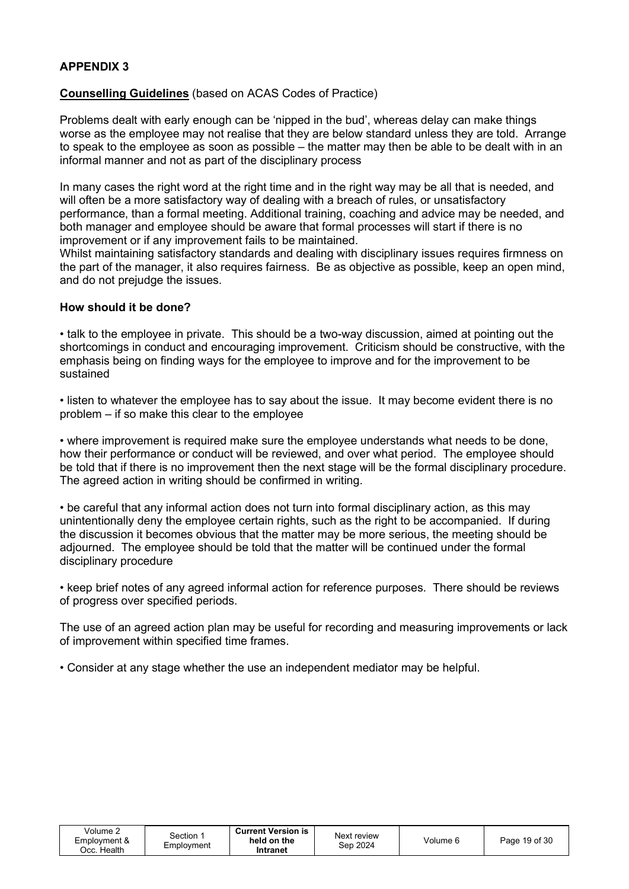## APPENDIX 3

**Counselling Guidelines** (based on ACAS Codes of Practice)

Problems dealt with early enough can be 'nipped in the bud', whereas delay can make things worse as the employee may not realise that they are below standard unless they are told. Arrange to speak to the employee as soon as possible – the matter may then be able to be dealt with in an informal manner and not as part of the disciplinary process

In many cases the right word at the right time and in the right way may be all that is needed, and will often be a more satisfactory way of dealing with a breach of rules, or unsatisfactory performance, than a formal meeting. Additional training, coaching and advice may be needed, and both manager and employee should be aware that formal processes will start if there is no improvement or if any improvement fails to be maintained.
Whilst maintaining satisfactory standards and dealing with disciplinary issues requires firmness on the part of the manager, it also requires fairness. Be as objective as possible, keep an open mind, and do not prejudge the issues.

### How should it be done?

• talk to the employee in private. This should be a two-way discussion, aimed at pointing out the shortcomings in conduct and encouraging improvement. Criticism should be constructive, with the emphasis being on finding ways for the employee to improve and for the improvement to be sustained

• listen to whatever the employee has to say about the issue. It may become evident there is no problem – if so make this clear to the employee

• where improvement is required make sure the employee understands what needs to be done, how their performance or conduct will be reviewed, and over what period. The employee should be told that if there is no improvement then the next stage will be the formal disciplinary procedure. The agreed action in writing should be confirmed in writing.

• be careful that any informal action does not turn into formal disciplinary action, as this may unintentionally deny the employee certain rights, such as the right to be accompanied. If during the discussion it becomes obvious that the matter may be more serious, the meeting should be adjourned. The employee should be told that the matter will be continued under the formal disciplinary procedure

• keep brief notes of any agreed informal action for reference purposes. There should be reviews of progress over specified periods.

The use of an agreed action plan may be useful for recording and measuring improvements or lack of improvement within specified time frames.

• Consider at any stage whether the use an independent mediator may be helpful.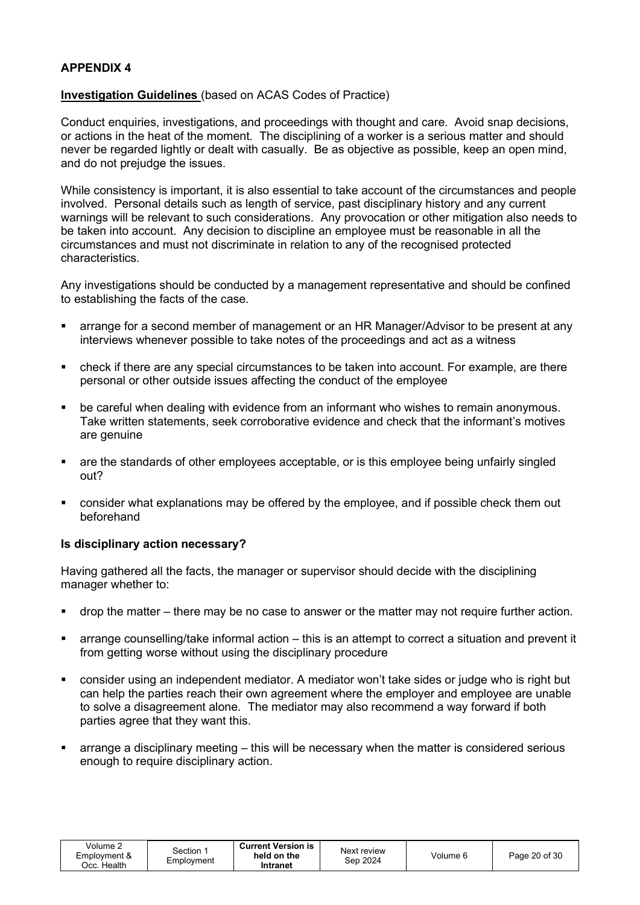## APPENDIX 4

**Investigation Guidelines** (based on ACAS Codes of Practice)

Conduct enquiries, investigations, and proceedings with thought and care. Avoid snap decisions, or actions in the heat of the moment. The disciplining of a worker is a serious matter and should never be regarded lightly or dealt with casually. Be as objective as possible, keep an open mind, and do not prejudge the issues.

While consistency is important, it is also essential to take account of the circumstances and people involved. Personal details such as length of service, past disciplinary history and any current warnings will be relevant to such considerations. Any provocation or other mitigation also needs to be taken into account. Any decision to discipline an employee must be reasonable in all the circumstances and must not discriminate in relation to any of the recognised protected characteristics.

Any investigations should be conducted by a management representative and should be confined to establishing the facts of the case.

- arrange for a second member of management or an HR Manager/Advisor to be present at any interviews whenever possible to take notes of the proceedings and act as a witness
- check if there are any special circumstances to be taken into account. For example, are there personal or other outside issues affecting the conduct of the employee
- be careful when dealing with evidence from an informant who wishes to remain anonymous. Take written statements, seek corroborative evidence and check that the informant's motives are genuine
- are the standards of other employees acceptable, or is this employee being unfairly singled out?
- consider what explanations may be offered by the employee, and if possible check them out beforehand

### Is disciplinary action necessary?

Having gathered all the facts, the manager or supervisor should decide with the disciplining manager whether to:

- drop the matter – there may be no case to answer or the matter may not require further action.
- arrange counselling/take informal action – this is an attempt to correct a situation and prevent it from getting worse without using the disciplinary procedure
- consider using an independent mediator. A mediator won't take sides or judge who is right but can help the parties reach their own agreement where the employer and employee are unable to solve a disagreement alone. The mediator may also recommend a way forward if both parties agree that they want this.
- arrange a disciplinary meeting – this will be necessary when the matter is considered serious enough to require disciplinary action.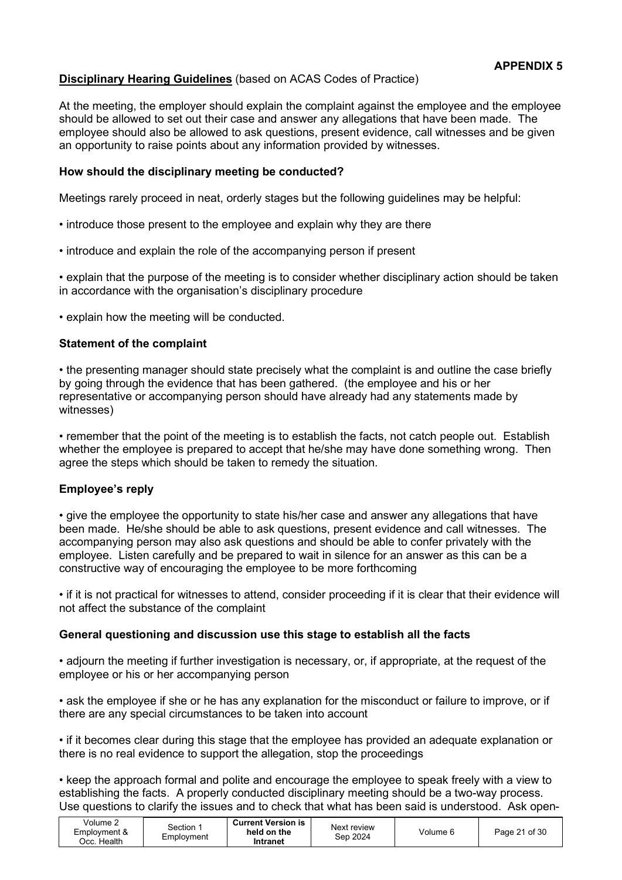**APPENDIX 5**

**Disciplinary Hearing Guidelines** (based on ACAS Codes of Practice)

At the meeting, the employer should explain the complaint against the employee and the employee should be allowed to set out their case and answer any allegations that have been made. The employee should also be allowed to ask questions, present evidence, call witnesses and be given an opportunity to raise points about any information provided by witnesses.

**How should the disciplinary meeting be conducted?**

Meetings rarely proceed in neat, orderly stages but the following guidelines may be helpful:

• introduce those present to the employee and explain why they are there

• introduce and explain the role of the accompanying person if present

• explain that the purpose of the meeting is to consider whether disciplinary action should be taken in accordance with the organisation's disciplinary procedure

• explain how the meeting will be conducted.

**Statement of the complaint**

• the presenting manager should state precisely what the complaint is and outline the case briefly by going through the evidence that has been gathered. (the employee and his or her representative or accompanying person should have already had any statements made by witnesses)

• remember that the point of the meeting is to establish the facts, not catch people out. Establish whether the employee is prepared to accept that he/she may have done something wrong. Then agree the steps which should be taken to remedy the situation.

**Employee's reply**

• give the employee the opportunity to state his/her case and answer any allegations that have been made. He/she should be able to ask questions, present evidence and call witnesses. The accompanying person may also ask questions and should be able to confer privately with the employee. Listen carefully and be prepared to wait in silence for an answer as this can be a constructive way of encouraging the employee to be more forthcoming

• if it is not practical for witnesses to attend, consider proceeding if it is clear that their evidence will not affect the substance of the complaint

**General questioning and discussion use this stage to establish all the facts**

• adjourn the meeting if further investigation is necessary, or, if appropriate, at the request of the employee or his or her accompanying person

• ask the employee if she or he has any explanation for the misconduct or failure to improve, or if there are any special circumstances to be taken into account

• if it becomes clear during this stage that the employee has provided an adequate explanation or there is no real evidence to support the allegation, stop the proceedings

• keep the approach formal and polite and encourage the employee to speak freely with a view to establishing the facts. A properly conducted disciplinary meeting should be a two-way process. Use questions to clarify the issues and to check that what has been said is understood. Ask open-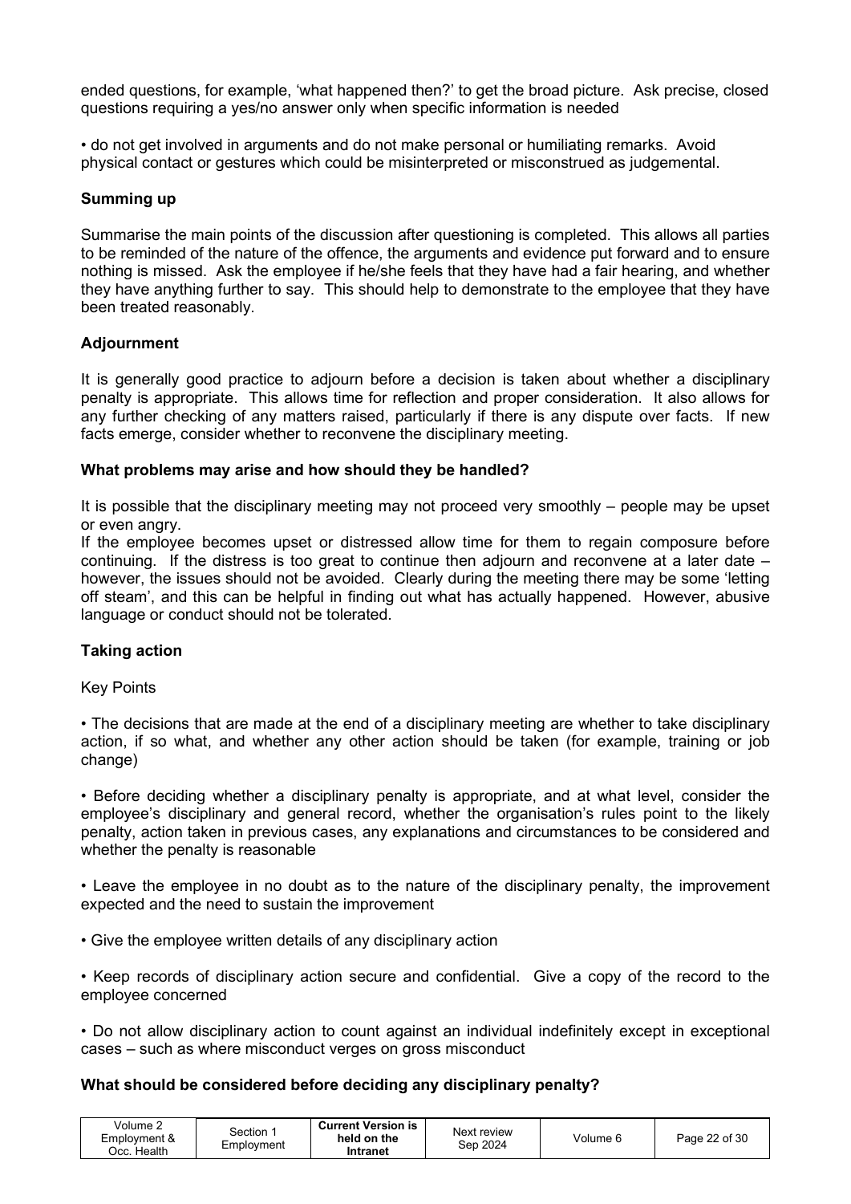ended questions, for example, 'what happened then?' to get the broad picture. Ask precise, closed questions requiring a yes/no answer only when specific information is needed

• do not get involved in arguments and do not make personal or humiliating remarks. Avoid physical contact or gestures which could be misinterpreted or misconstrued as judgemental.

**Summing up**

Summarise the main points of the discussion after questioning is completed. This allows all parties to be reminded of the nature of the offence, the arguments and evidence put forward and to ensure nothing is missed. Ask the employee if he/she feels that they have had a fair hearing, and whether they have anything further to say. This should help to demonstrate to the employee that they have been treated reasonably.

**Adjournment**

It is generally good practice to adjourn before a decision is taken about whether a disciplinary penalty is appropriate. This allows time for reflection and proper consideration. It also allows for any further checking of any matters raised, particularly if there is any dispute over facts. If new facts emerge, consider whether to reconvene the disciplinary meeting.

**What problems may arise and how should they be handled?**

It is possible that the disciplinary meeting may not proceed very smoothly – people may be upset or even angry.
If the employee becomes upset or distressed allow time for them to regain composure before continuing. If the distress is too great to continue then adjourn and reconvene at a later date – however, the issues should not be avoided. Clearly during the meeting there may be some 'letting off steam', and this can be helpful in finding out what has actually happened. However, abusive language or conduct should not be tolerated.

**Taking action**

Key Points

• The decisions that are made at the end of a disciplinary meeting are whether to take disciplinary action, if so what, and whether any other action should be taken (for example, training or job change)

• Before deciding whether a disciplinary penalty is appropriate, and at what level, consider the employee's disciplinary and general record, whether the organisation's rules point to the likely penalty, action taken in previous cases, any explanations and circumstances to be considered and whether the penalty is reasonable

• Leave the employee in no doubt as to the nature of the disciplinary penalty, the improvement expected and the need to sustain the improvement

• Give the employee written details of any disciplinary action

• Keep records of disciplinary action secure and confidential. Give a copy of the record to the employee concerned

• Do not allow disciplinary action to count against an individual indefinitely except in exceptional cases – such as where misconduct verges on gross misconduct

**What should be considered before deciding any disciplinary penalty?**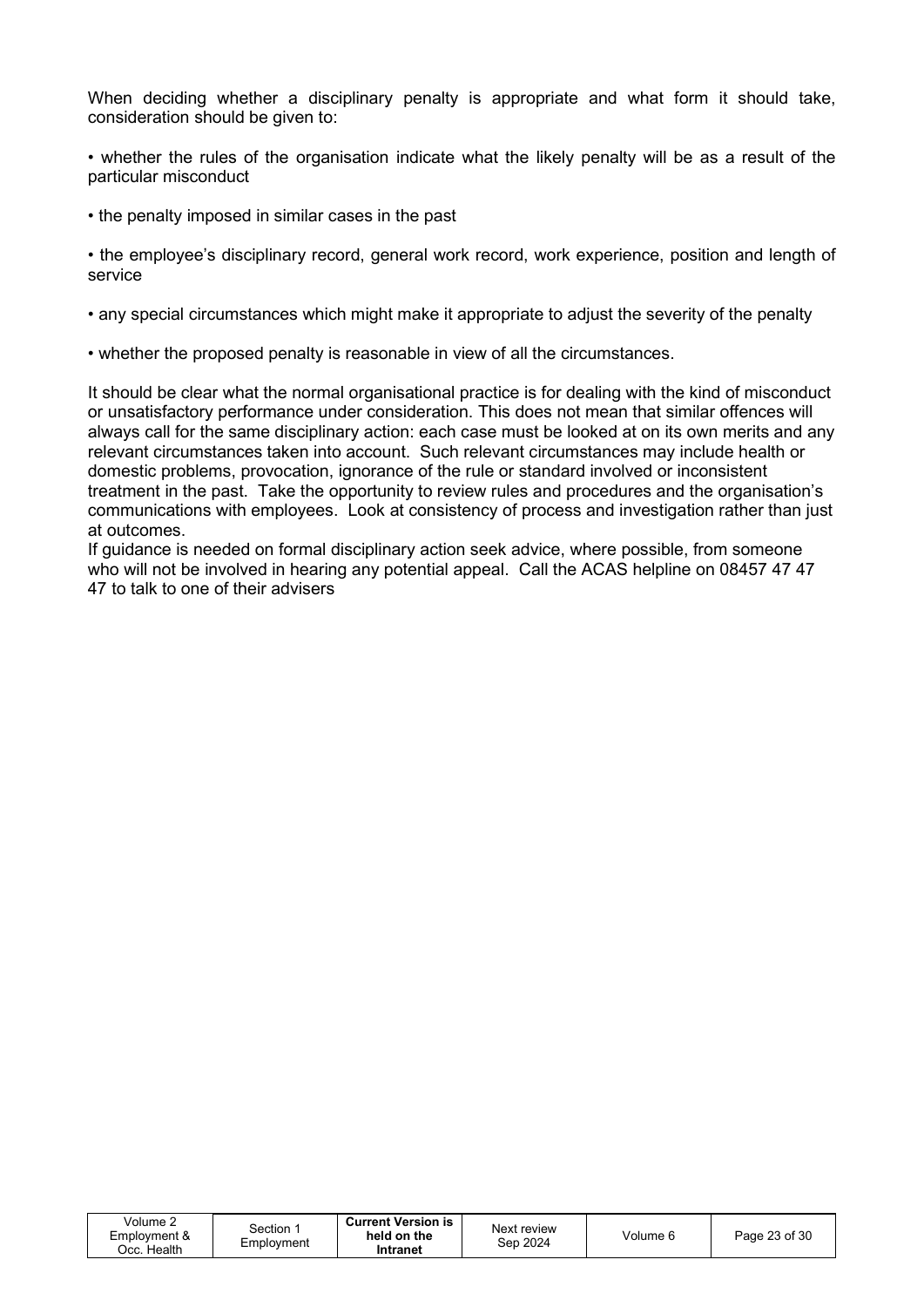When deciding whether a disciplinary penalty is appropriate and what form it should take, consideration should be given to:

• whether the rules of the organisation indicate what the likely penalty will be as a result of the particular misconduct

• the penalty imposed in similar cases in the past

• the employee's disciplinary record, general work record, work experience, position and length of service

• any special circumstances which might make it appropriate to adjust the severity of the penalty

• whether the proposed penalty is reasonable in view of all the circumstances.

It should be clear what the normal organisational practice is for dealing with the kind of misconduct or unsatisfactory performance under consideration. This does not mean that similar offences will always call for the same disciplinary action: each case must be looked at on its own merits and any relevant circumstances taken into account. Such relevant circumstances may include health or domestic problems, provocation, ignorance of the rule or standard involved or inconsistent treatment in the past. Take the opportunity to review rules and procedures and the organisation's communications with employees. Look at consistency of process and investigation rather than just at outcomes.

If guidance is needed on formal disciplinary action seek advice, where possible, from someone who will not be involved in hearing any potential appeal. Call the ACAS helpline on 08457 47 47 47 to talk to one of their advisers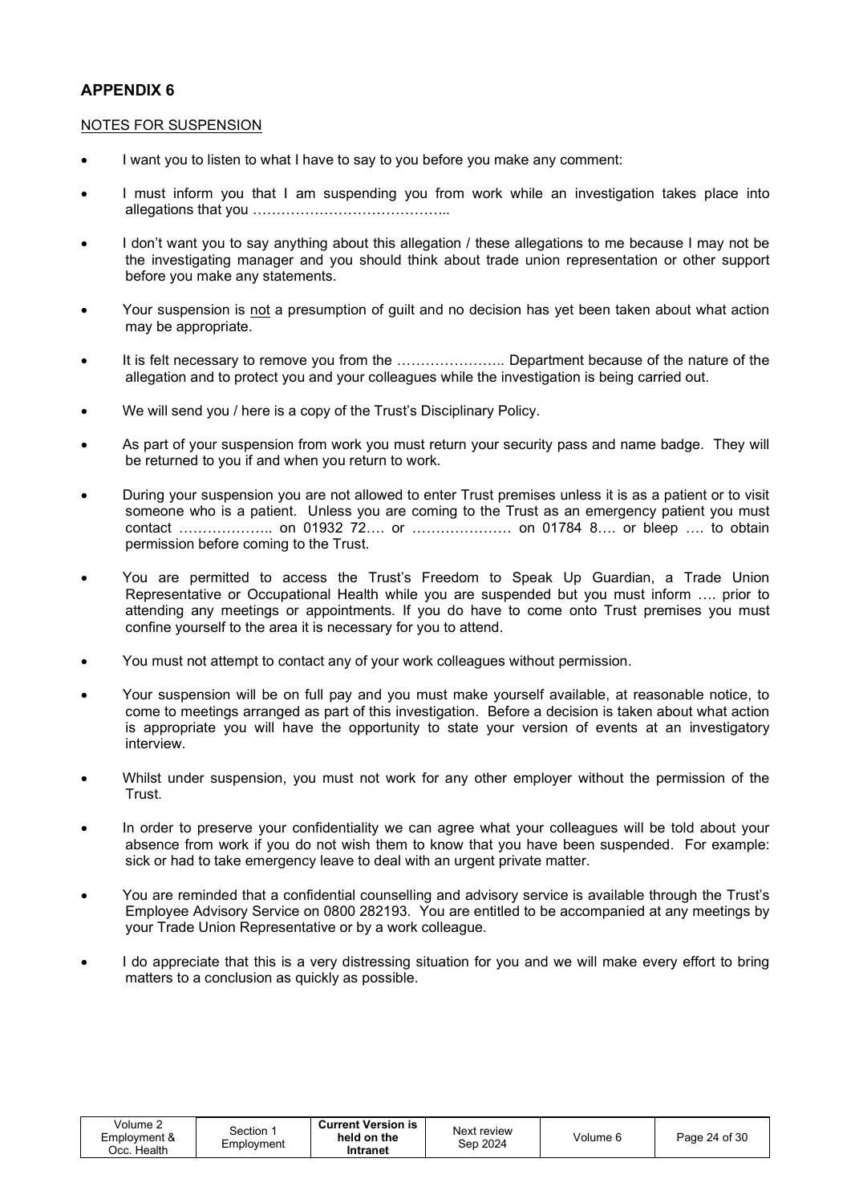## APPENDIX 6

NOTES FOR SUSPENSION

- I want you to listen to what I have to say to you before you make any comment:
- I must inform you that I am suspending you from work while an investigation takes place into allegations that you …………………………………..
- I don't want you to say anything about this allegation / these allegations to me because I may not be the investigating manager and you should think about trade union representation or other support before you make any statements.
- Your suspension is not a presumption of guilt and no decision has yet been taken about what action may be appropriate.
- It is felt necessary to remove you from the ………………….. Department because of the nature of the allegation and to protect you and your colleagues while the investigation is being carried out.
- We will send you / here is a copy of the Trust's Disciplinary Policy.
- As part of your suspension from work you must return your security pass and name badge. They will be returned to you if and when you return to work.
- During your suspension you are not allowed to enter Trust premises unless it is as a patient or to visit someone who is a patient. Unless you are coming to the Trust as an emergency patient you must contact ……………….. on 01932 72…. or ………………… on 01784 8…. or bleep …. to obtain permission before coming to the Trust.
- You are permitted to access the Trust's Freedom to Speak Up Guardian, a Trade Union Representative or Occupational Health while you are suspended but you must inform …. prior to attending any meetings or appointments. If you do have to come onto Trust premises you must confine yourself to the area it is necessary for you to attend.
- You must not attempt to contact any of your work colleagues without permission.
- Your suspension will be on full pay and you must make yourself available, at reasonable notice, to come to meetings arranged as part of this investigation. Before a decision is taken about what action is appropriate you will have the opportunity to state your version of events at an investigatory interview.
- Whilst under suspension, you must not work for any other employer without the permission of the Trust.
- In order to preserve your confidentiality we can agree what your colleagues will be told about your absence from work if you do not wish them to know that you have been suspended. For example: sick or had to take emergency leave to deal with an urgent private matter.
- You are reminded that a confidential counselling and advisory service is available through the Trust's Employee Advisory Service on 0800 282193. You are entitled to be accompanied at any meetings by your Trade Union Representative or by a work colleague.
- I do appreciate that this is a very distressing situation for you and we will make every effort to bring matters to a conclusion as quickly as possible.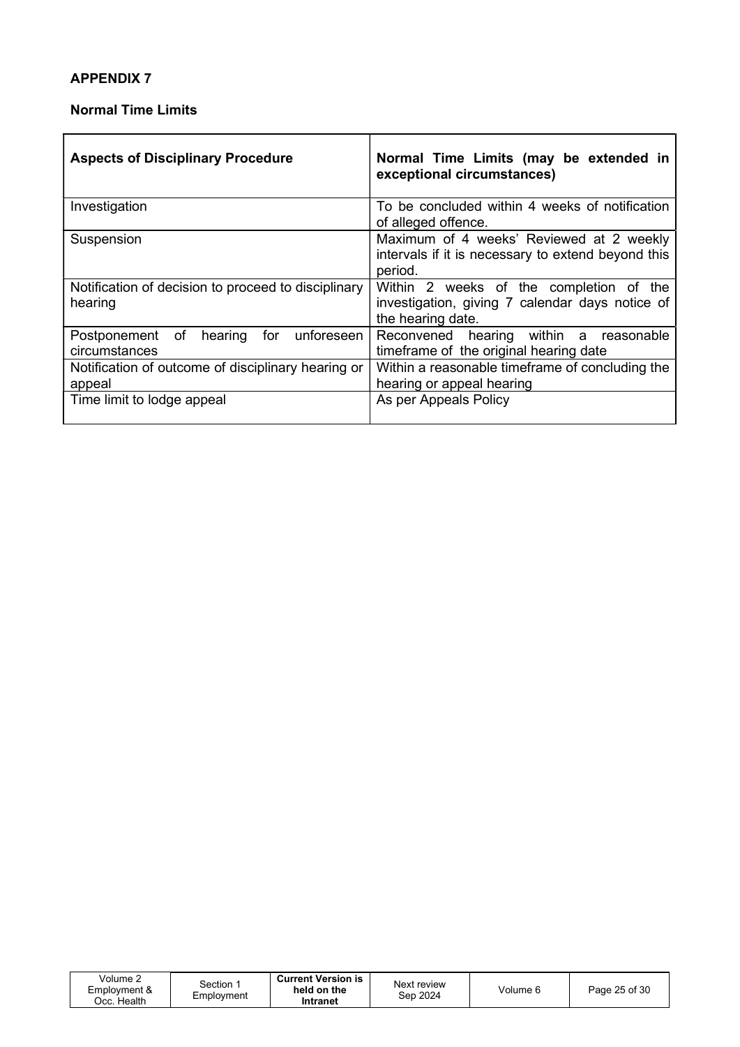**APPENDIX 7**

**Normal Time Limits**

| **Aspects of Disciplinary Procedure** | **Normal Time Limits (may be extended in exceptional circumstances)** |
|---|---|
| Investigation | To be concluded within 4 weeks of notification of alleged offence. |
| Suspension | Maximum of 4 weeks' Reviewed at 2 weekly intervals if it is necessary to extend beyond this period. |
| Notification of decision to proceed to disciplinary hearing | Within 2 weeks of the completion of the investigation, giving 7 calendar days notice of the hearing date. |
| Postponement of hearing for unforeseen circumstances | Reconvened hearing within a reasonable timeframe of the original hearing date |
| Notification of outcome of disciplinary hearing or appeal | Within a reasonable timeframe of concluding the hearing or appeal hearing |
| Time limit to lodge appeal | As per Appeals Policy |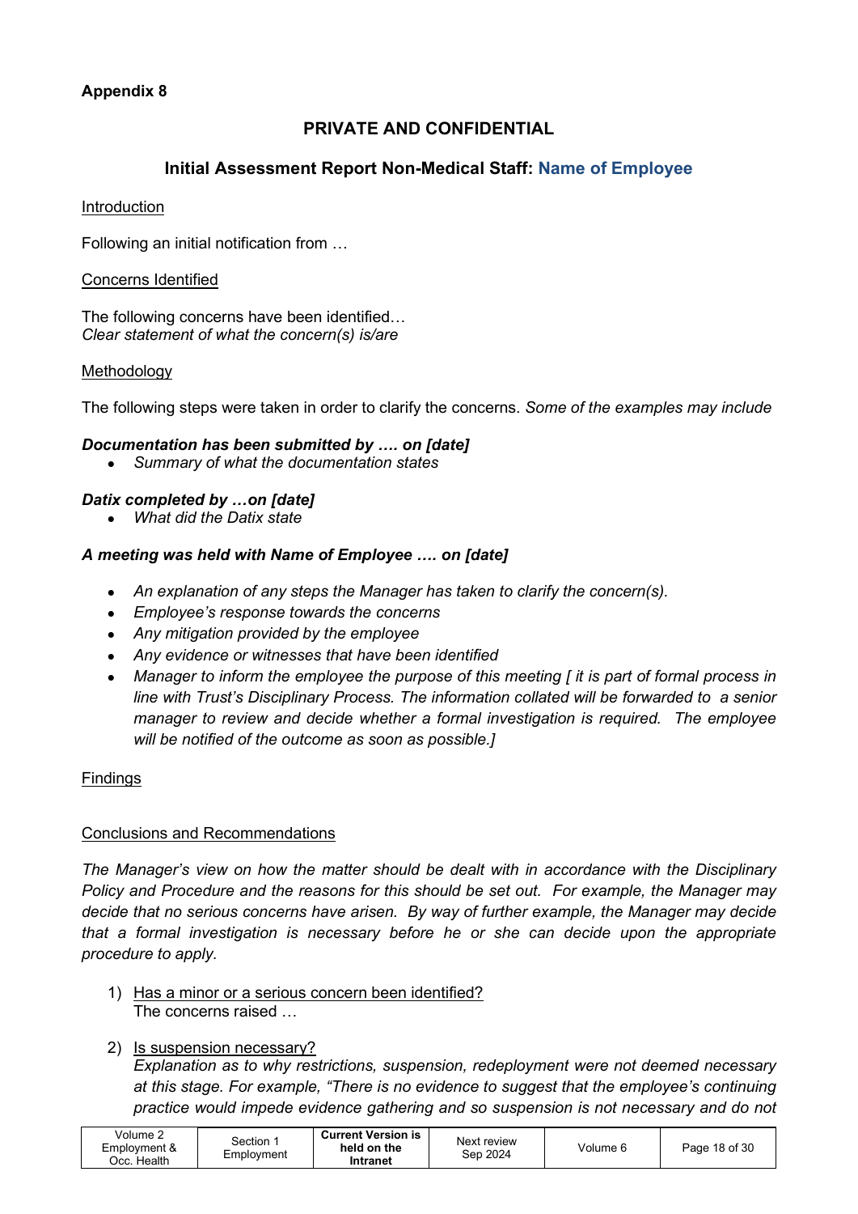**Appendix 8**

## PRIVATE AND CONFIDENTIAL

### Initial Assessment Report Non-Medical Staff: Name of Employee

<u>Introduction</u>

Following an initial notification from …

<u>Concerns Identified</u>

The following concerns have been identified…
*Clear statement of what the concern(s) is/are*

<u>Methodology</u>

The following steps were taken in order to clarify the concerns. *Some of the examples may include*

***Documentation has been submitted by …. on [date]***

- *Summary of what the documentation states*

***Datix completed by …on [date]***

- *What did the Datix state*

***A meeting was held with Name of Employee …. on [date]***

- *An explanation of any steps the Manager has taken to clarify the concern(s).*
- *Employee's response towards the concerns*
- *Any mitigation provided by the employee*
- *Any evidence or witnesses that have been identified*
- *Manager to inform the employee the purpose of this meeting [ it is part of formal process in line with Trust's Disciplinary Process. The information collated will be forwarded to a senior manager to review and decide whether a formal investigation is required. The employee will be notified of the outcome as soon as possible.]*

<u>Findings</u>

<u>Conclusions and Recommendations</u>

*The Manager's view on how the matter should be dealt with in accordance with the Disciplinary Policy and Procedure and the reasons for this should be set out. For example, the Manager may decide that no serious concerns have arisen. By way of further example, the Manager may decide that a formal investigation is necessary before he or she can decide upon the appropriate procedure to apply.*

1) <u>Has a minor or a serious concern been identified?</u>
   The concerns raised …

2) <u>Is suspension necessary?</u>
   *Explanation as to why restrictions, suspension, redeployment were not deemed necessary at this stage. For example, "There is no evidence to suggest that the employee's continuing practice would impede evidence gathering and so suspension is not necessary and do not*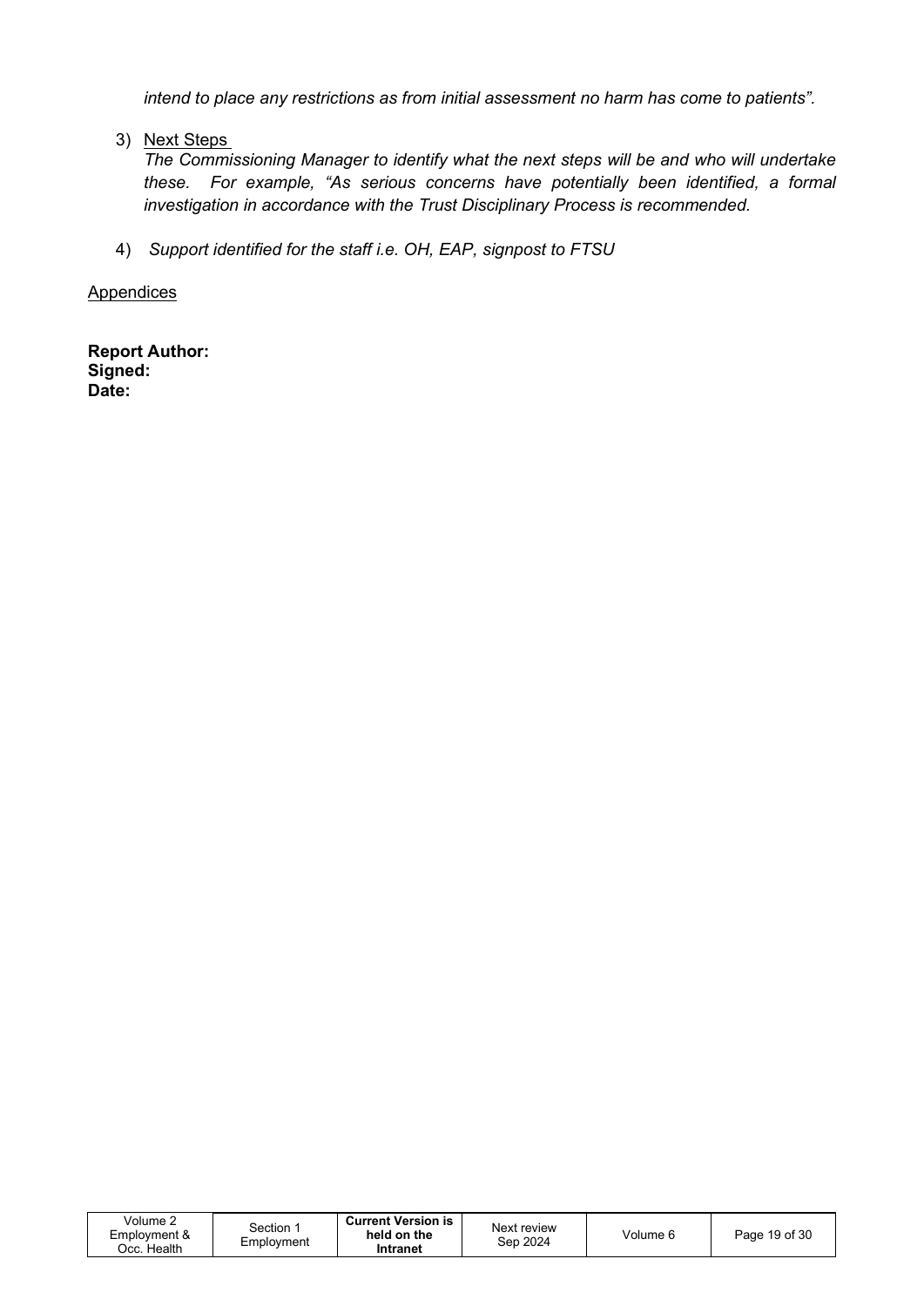*intend to place any restrictions as from initial assessment no harm has come to patients".*

3) <u>Next Steps</u>
   *The Commissioning Manager to identify what the next steps will be and who will undertake these. For example, "As serious concerns have potentially been identified, a formal investigation in accordance with the Trust Disciplinary Process is recommended.*

4) *Support identified for the staff i.e. OH, EAP, signpost to FTSU*

<u>Appendices</u>

**Report Author:**
**Signed:**
**Date:**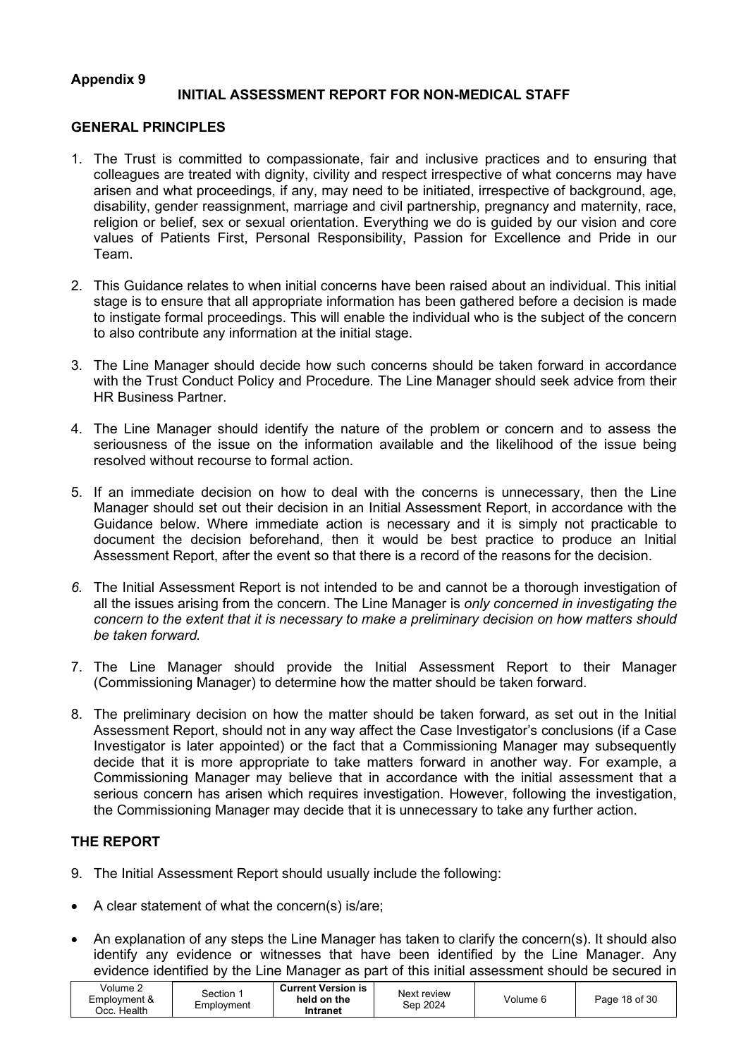**Appendix 9**

## INITIAL ASSESSMENT REPORT FOR NON-MEDICAL STAFF

### GENERAL PRINCIPLES

1. The Trust is committed to compassionate, fair and inclusive practices and to ensuring that colleagues are treated with dignity, civility and respect irrespective of what concerns may have arisen and what proceedings, if any, may need to be initiated, irrespective of background, age, disability, gender reassignment, marriage and civil partnership, pregnancy and maternity, race, religion or belief, sex or sexual orientation. Everything we do is guided by our vision and core values of Patients First, Personal Responsibility, Passion for Excellence and Pride in our Team.

2. This Guidance relates to when initial concerns have been raised about an individual. This initial stage is to ensure that all appropriate information has been gathered before a decision is made to instigate formal proceedings. This will enable the individual who is the subject of the concern to also contribute any information at the initial stage.

3. The Line Manager should decide how such concerns should be taken forward in accordance with the Trust Conduct Policy and Procedure. The Line Manager should seek advice from their HR Business Partner.

4. The Line Manager should identify the nature of the problem or concern and to assess the seriousness of the issue on the information available and the likelihood of the issue being resolved without recourse to formal action.

5. If an immediate decision on how to deal with the concerns is unnecessary, then the Line Manager should set out their decision in an Initial Assessment Report, in accordance with the Guidance below. Where immediate action is necessary and it is simply not practicable to document the decision beforehand, then it would be best practice to produce an Initial Assessment Report, after the event so that there is a record of the reasons for the decision.

6. The Initial Assessment Report is not intended to be and cannot be a thorough investigation of all the issues arising from the concern. The Line Manager is *only concerned in investigating the concern to the extent that it is necessary to make a preliminary decision on how matters should be taken forward.*

7. The Line Manager should provide the Initial Assessment Report to their Manager (Commissioning Manager) to determine how the matter should be taken forward.

8. The preliminary decision on how the matter should be taken forward, as set out in the Initial Assessment Report, should not in any way affect the Case Investigator's conclusions (if a Case Investigator is later appointed) or the fact that a Commissioning Manager may subsequently decide that it is more appropriate to take matters forward in another way. For example, a Commissioning Manager may believe that in accordance with the initial assessment that a serious concern has arisen which requires investigation. However, following the investigation, the Commissioning Manager may decide that it is unnecessary to take any further action.

### THE REPORT

9. The Initial Assessment Report should usually include the following:

- A clear statement of what the concern(s) is/are;
- An explanation of any steps the Line Manager has taken to clarify the concern(s). It should also identify any evidence or witnesses that have been identified by the Line Manager. Any evidence identified by the Line Manager as part of this initial assessment should be secured in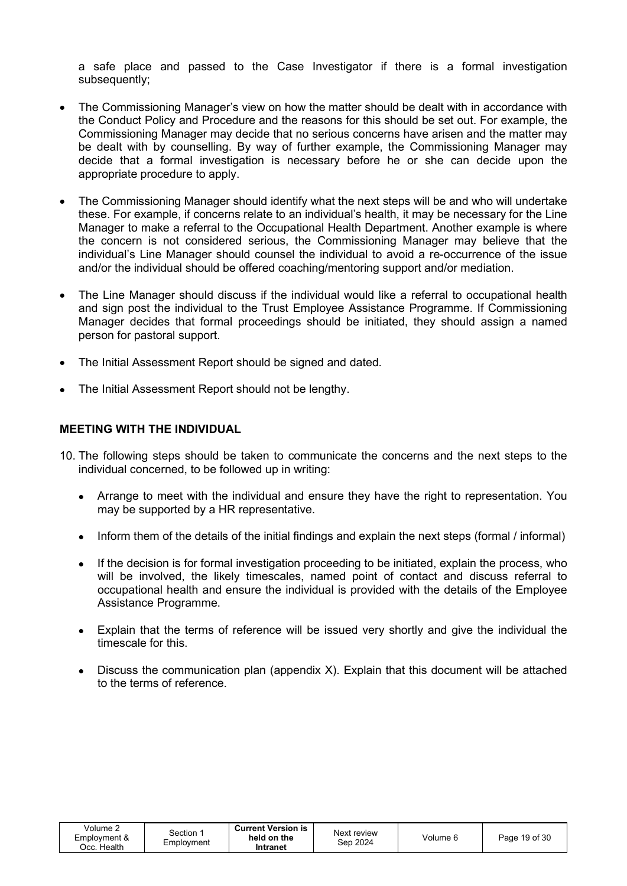a safe place and passed to the Case Investigator if there is a formal investigation subsequently;

- The Commissioning Manager's view on how the matter should be dealt with in accordance with the Conduct Policy and Procedure and the reasons for this should be set out. For example, the Commissioning Manager may decide that no serious concerns have arisen and the matter may be dealt with by counselling. By way of further example, the Commissioning Manager may decide that a formal investigation is necessary before he or she can decide upon the appropriate procedure to apply.

- The Commissioning Manager should identify what the next steps will be and who will undertake these. For example, if concerns relate to an individual's health, it may be necessary for the Line Manager to make a referral to the Occupational Health Department. Another example is where the concern is not considered serious, the Commissioning Manager may believe that the individual's Line Manager should counsel the individual to avoid a re-occurrence of the issue and/or the individual should be offered coaching/mentoring support and/or mediation.

- The Line Manager should discuss if the individual would like a referral to occupational health and sign post the individual to the Trust Employee Assistance Programme. If Commissioning Manager decides that formal proceedings should be initiated, they should assign a named person for pastoral support.

- The Initial Assessment Report should be signed and dated.

- The Initial Assessment Report should not be lengthy.

**MEETING WITH THE INDIVIDUAL**

10. The following steps should be taken to communicate the concerns and the next steps to the individual concerned, to be followed up in writing:

    - Arrange to meet with the individual and ensure they have the right to representation. You may be supported by a HR representative.

    - Inform them of the details of the initial findings and explain the next steps (formal / informal)

    - If the decision is for formal investigation proceeding to be initiated, explain the process, who will be involved, the likely timescales, named point of contact and discuss referral to occupational health and ensure the individual is provided with the details of the Employee Assistance Programme.

    - Explain that the terms of reference will be issued very shortly and give the individual the timescale for this.

    - Discuss the communication plan (appendix X). Explain that this document will be attached to the terms of reference.